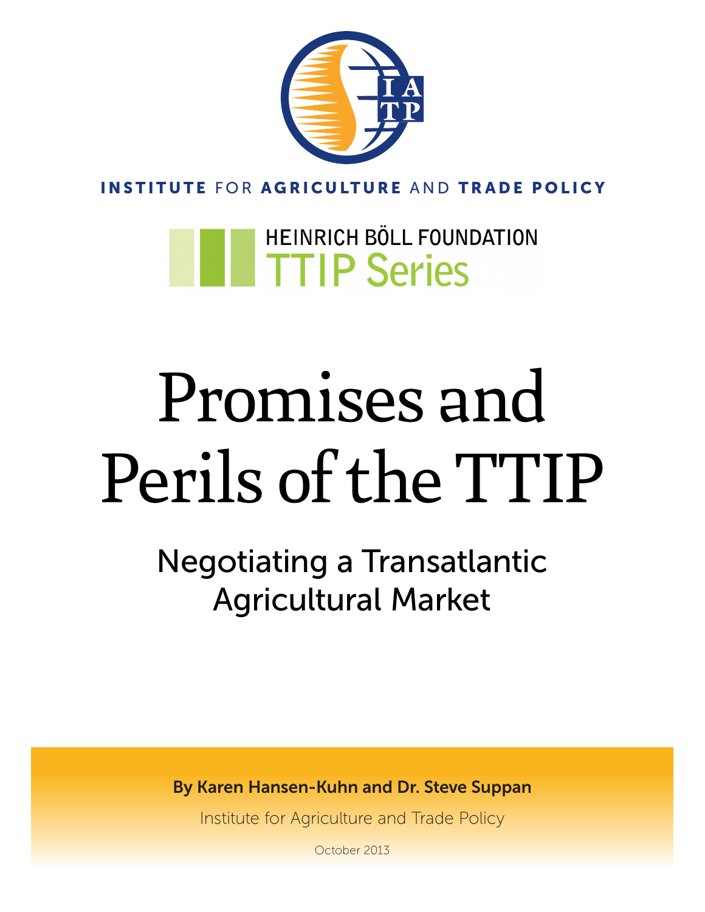INSTITUTE FOR AGRICULTURE AND TRADE POLICY

HEINRICH BÖLL FOUNDATION
TTIP Series

# Promises and Perils of the TTIP

## Negotiating a Transatlantic Agricultural Market

**By Karen Hansen-Kuhn and Dr. Steve Suppan**

Institute for Agriculture and Trade Policy

October 2013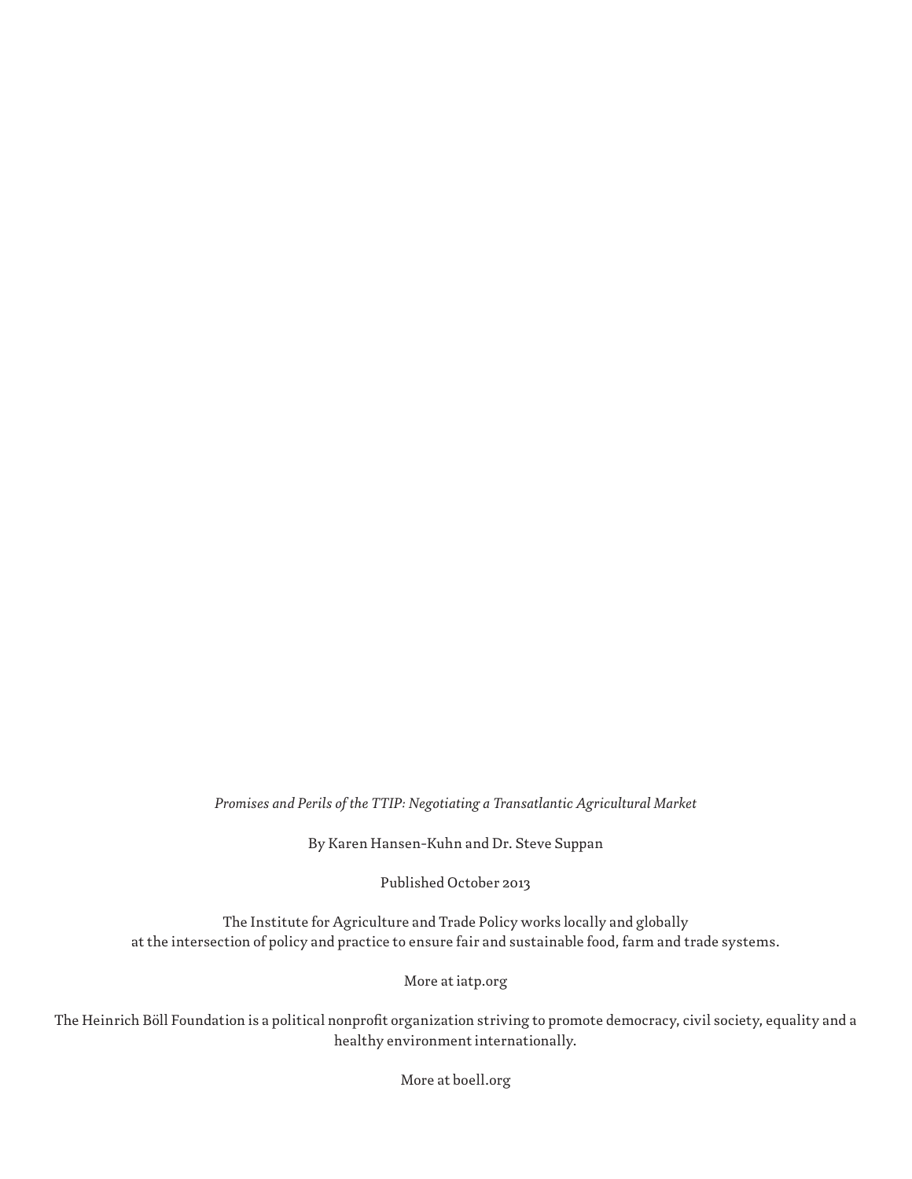*Promises and Perils of the TTIP: Negotiating a Transatlantic Agricultural Market*

By Karen Hansen-Kuhn and Dr. Steve Suppan

Published October 2013

The Institute for Agriculture and Trade Policy works locally and globally at the intersection of policy and practice to ensure fair and sustainable food, farm and trade systems.

More at iatp.org

The Heinrich Böll Foundation is a political nonprofit organization striving to promote democracy, civil society, equality and a healthy environment internationally.

More at boell.org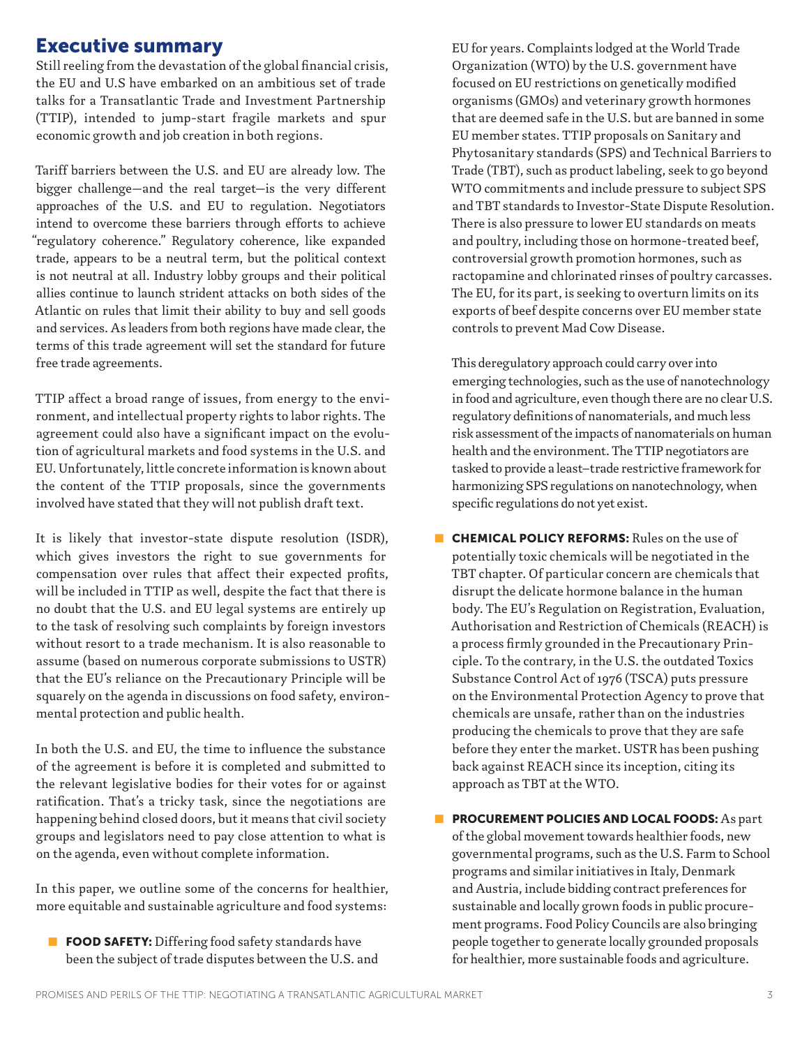## Executive summary

Still reeling from the devastation of the global financial crisis, the EU and U.S have embarked on an ambitious set of trade talks for a Transatlantic Trade and Investment Partnership (TTIP), intended to jump-start fragile markets and spur economic growth and job creation in both regions.

Tariff barriers between the U.S. and EU are already low. The bigger challenge—and the real target—is the very different approaches of the U.S. and EU to regulation. Negotiators intend to overcome these barriers through efforts to achieve "regulatory coherence." Regulatory coherence, like expanded trade, appears to be a neutral term, but the political context is not neutral at all. Industry lobby groups and their political allies continue to launch strident attacks on both sides of the Atlantic on rules that limit their ability to buy and sell goods and services. As leaders from both regions have made clear, the terms of this trade agreement will set the standard for future free trade agreements.

TTIP affect a broad range of issues, from energy to the environment, and intellectual property rights to labor rights. The agreement could also have a significant impact on the evolution of agricultural markets and food systems in the U.S. and EU. Unfortunately, little concrete information is known about the content of the TTIP proposals, since the governments involved have stated that they will not publish draft text.

It is likely that investor-state dispute resolution (ISDR), which gives investors the right to sue governments for compensation over rules that affect their expected profits, will be included in TTIP as well, despite the fact that there is no doubt that the U.S. and EU legal systems are entirely up to the task of resolving such complaints by foreign investors without resort to a trade mechanism. It is also reasonable to assume (based on numerous corporate submissions to USTR) that the EU's reliance on the Precautionary Principle will be squarely on the agenda in discussions on food safety, environmental protection and public health.

In both the U.S. and EU, the time to influence the substance of the agreement is before it is completed and submitted to the relevant legislative bodies for their votes for or against ratification. That's a tricky task, since the negotiations are happening behind closed doors, but it means that civil society groups and legislators need to pay close attention to what is on the agenda, even without complete information.

In this paper, we outline some of the concerns for healthier, more equitable and sustainable agriculture and food systems:

- **FOOD SAFETY:** Differing food safety standards have been the subject of trade disputes between the U.S. and EU for years. Complaints lodged at the World Trade Organization (WTO) by the U.S. government have focused on EU restrictions on genetically modified organisms (GMOs) and veterinary growth hormones that are deemed safe in the U.S. but are banned in some EU member states. TTIP proposals on Sanitary and Phytosanitary standards (SPS) and Technical Barriers to Trade (TBT), such as product labeling, seek to go beyond WTO commitments and include pressure to subject SPS and TBT standards to Investor-State Dispute Resolution. There is also pressure to lower EU standards on meats and poultry, including those on hormone-treated beef, controversial growth promotion hormones, such as ractopamine and chlorinated rinses of poultry carcasses. The EU, for its part, is seeking to overturn limits on its exports of beef despite concerns over EU member state controls to prevent Mad Cow Disease.

  This deregulatory approach could carry over into emerging technologies, such as the use of nanotechnology in food and agriculture, even though there are no clear U.S. regulatory definitions of nanomaterials, and much less risk assessment of the impacts of nanomaterials on human health and the environment. The TTIP negotiators are tasked to provide a least–trade restrictive framework for harmonizing SPS regulations on nanotechnology, when specific regulations do not yet exist.

- **CHEMICAL POLICY REFORMS:** Rules on the use of potentially toxic chemicals will be negotiated in the TBT chapter. Of particular concern are chemicals that disrupt the delicate hormone balance in the human body. The EU's Regulation on Registration, Evaluation, Authorisation and Restriction of Chemicals (REACH) is a process firmly grounded in the Precautionary Principle. To the contrary, in the U.S. the outdated Toxics Substance Control Act of 1976 (TSCA) puts pressure on the Environmental Protection Agency to prove that chemicals are unsafe, rather than on the industries producing the chemicals to prove that they are safe before they enter the market. USTR has been pushing back against REACH since its inception, citing its approach as TBT at the WTO.

- **PROCUREMENT POLICIES AND LOCAL FOODS:** As part of the global movement towards healthier foods, new governmental programs, such as the U.S. Farm to School programs and similar initiatives in Italy, Denmark and Austria, include bidding contract preferences for sustainable and locally grown foods in public procurement programs. Food Policy Councils are also bringing people together to generate locally grounded proposals for healthier, more sustainable foods and agriculture.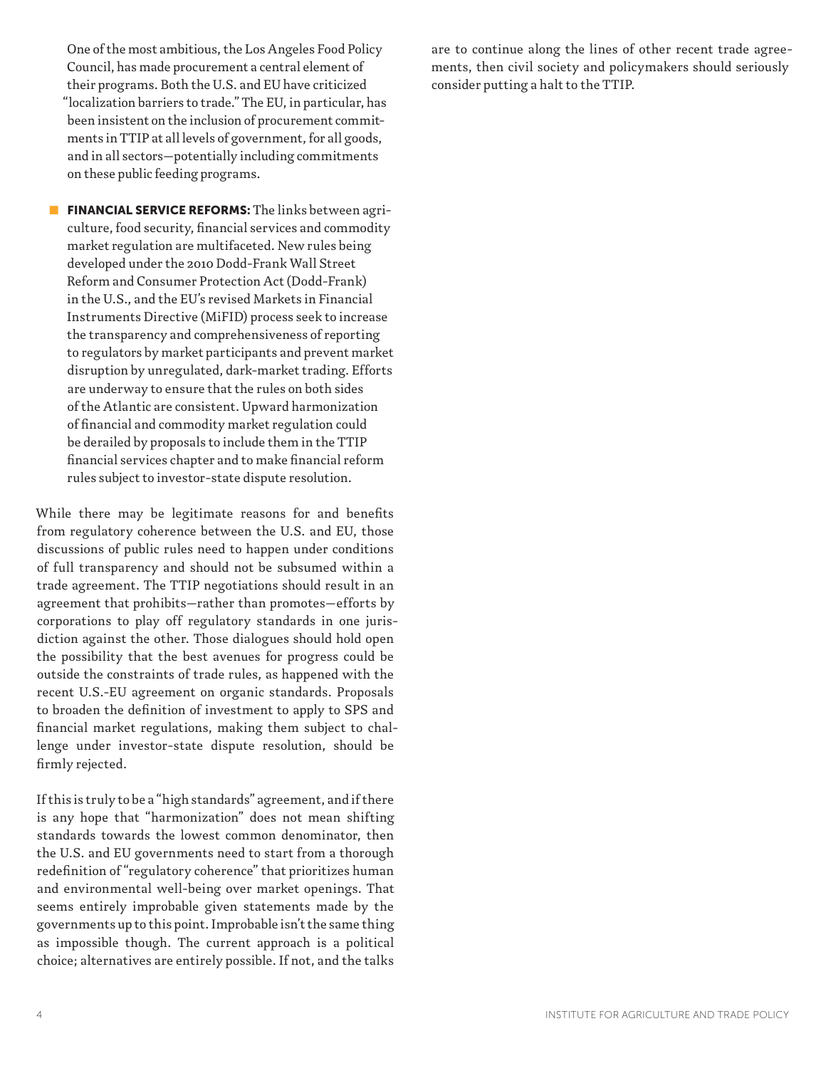One of the most ambitious, the Los Angeles Food Policy Council, has made procurement a central element of their programs. Both the U.S. and EU have criticized "localization barriers to trade." The EU, in particular, has been insistent on the inclusion of procurement commitments in TTIP at all levels of government, for all goods, and in all sectors—potentially including commitments on these public feeding programs.

- **FINANCIAL SERVICE REFORMS:** The links between agriculture, food security, financial services and commodity market regulation are multifaceted. New rules being developed under the 2010 Dodd-Frank Wall Street Reform and Consumer Protection Act (Dodd-Frank) in the U.S., and the EU's revised Markets in Financial Instruments Directive (MiFID) process seek to increase the transparency and comprehensiveness of reporting to regulators by market participants and prevent market disruption by unregulated, dark-market trading. Efforts are underway to ensure that the rules on both sides of the Atlantic are consistent. Upward harmonization of financial and commodity market regulation could be derailed by proposals to include them in the TTIP financial services chapter and to make financial reform rules subject to investor-state dispute resolution.

While there may be legitimate reasons for and benefits from regulatory coherence between the U.S. and EU, those discussions of public rules need to happen under conditions of full transparency and should not be subsumed within a trade agreement. The TTIP negotiations should result in an agreement that prohibits—rather than promotes—efforts by corporations to play off regulatory standards in one jurisdiction against the other. Those dialogues should hold open the possibility that the best avenues for progress could be outside the constraints of trade rules, as happened with the recent U.S.-EU agreement on organic standards. Proposals to broaden the definition of investment to apply to SPS and financial market regulations, making them subject to challenge under investor-state dispute resolution, should be firmly rejected.

If this is truly to be a "high standards" agreement, and if there is any hope that "harmonization" does not mean shifting standards towards the lowest common denominator, then the U.S. and EU governments need to start from a thorough redefinition of "regulatory coherence" that prioritizes human and environmental well-being over market openings. That seems entirely improbable given statements made by the governments up to this point. Improbable isn't the same thing as impossible though. The current approach is a political choice; alternatives are entirely possible. If not, and the talks are to continue along the lines of other recent trade agreements, then civil society and policymakers should seriously consider putting a halt to the TTIP.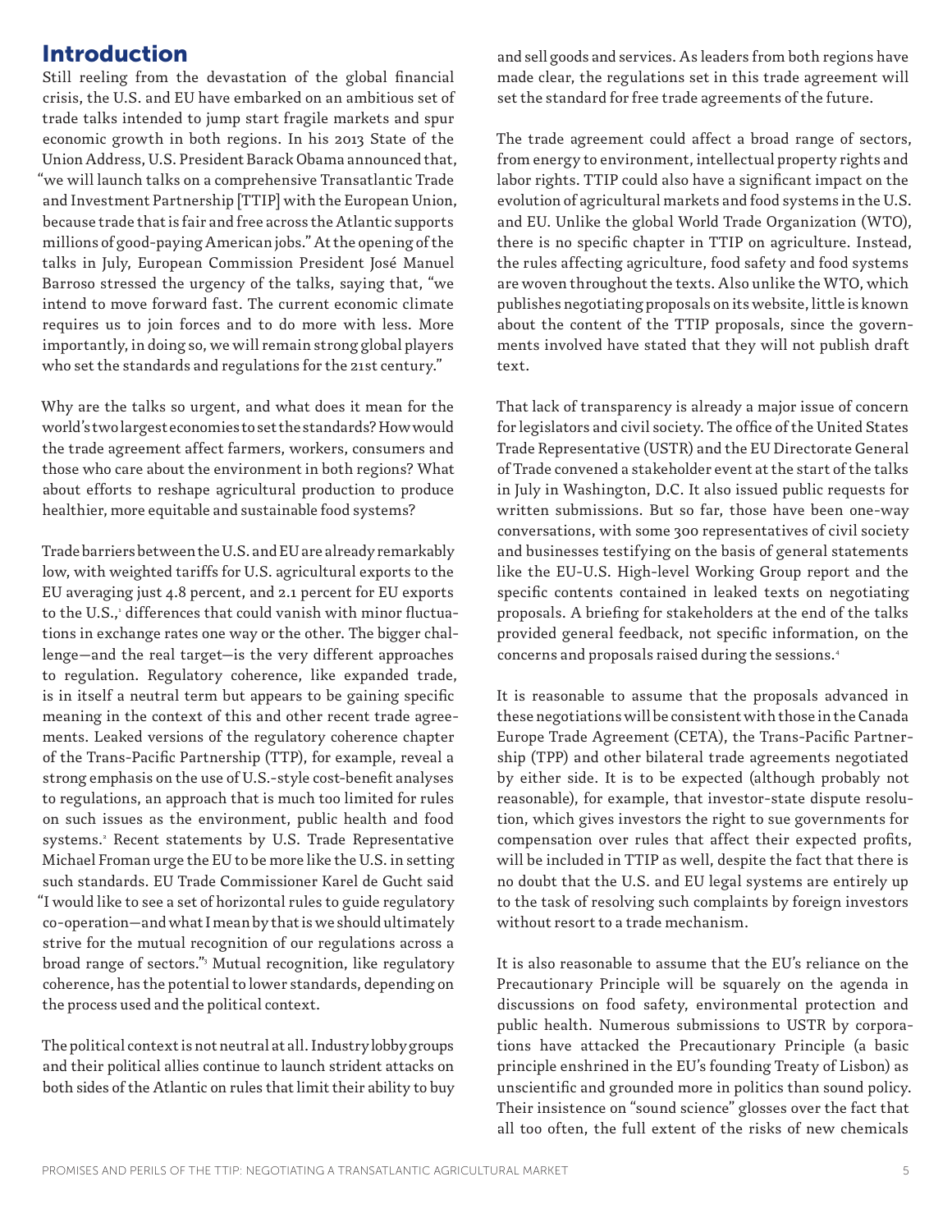## Introduction

Still reeling from the devastation of the global financial crisis, the U.S. and EU have embarked on an ambitious set of trade talks intended to jump start fragile markets and spur economic growth in both regions. In his 2013 State of the Union Address, U.S. President Barack Obama announced that, "we will launch talks on a comprehensive Transatlantic Trade and Investment Partnership [TTIP] with the European Union, because trade that is fair and free across the Atlantic supports millions of good-paying American jobs." At the opening of the talks in July, European Commission President José Manuel Barroso stressed the urgency of the talks, saying that, "we intend to move forward fast. The current economic climate requires us to join forces and to do more with less. More importantly, in doing so, we will remain strong global players who set the standards and regulations for the 21st century."

Why are the talks so urgent, and what does it mean for the world's two largest economies to set the standards? How would the trade agreement affect farmers, workers, consumers and those who care about the environment in both regions? What about efforts to reshape agricultural production to produce healthier, more equitable and sustainable food systems?

Trade barriers between the U.S. and EU are already remarkably low, with weighted tariffs for U.S. agricultural exports to the EU averaging just 4.8 percent, and 2.1 percent for EU exports to the U.S.,[1] differences that could vanish with minor fluctuations in exchange rates one way or the other. The bigger challenge—and the real target—is the very different approaches to regulation. Regulatory coherence, like expanded trade, is in itself a neutral term but appears to be gaining specific meaning in the context of this and other recent trade agreements. Leaked versions of the regulatory coherence chapter of the Trans-Pacific Partnership (TTP), for example, reveal a strong emphasis on the use of U.S.-style cost-benefit analyses to regulations, an approach that is much too limited for rules on such issues as the environment, public health and food systems.[2] Recent statements by U.S. Trade Representative Michael Froman urge the EU to be more like the U.S. in setting such standards. EU Trade Commissioner Karel de Gucht said "I would like to see a set of horizontal rules to guide regulatory co-operation—and what I mean by that is we should ultimately strive for the mutual recognition of our regulations across a broad range of sectors."[3] Mutual recognition, like regulatory coherence, has the potential to lower standards, depending on the process used and the political context.

The political context is not neutral at all. Industry lobby groups and their political allies continue to launch strident attacks on both sides of the Atlantic on rules that limit their ability to buy and sell goods and services. As leaders from both regions have made clear, the regulations set in this trade agreement will set the standard for free trade agreements of the future.

The trade agreement could affect a broad range of sectors, from energy to environment, intellectual property rights and labor rights. TTIP could also have a significant impact on the evolution of agricultural markets and food systems in the U.S. and EU. Unlike the global World Trade Organization (WTO), there is no specific chapter in TTIP on agriculture. Instead, the rules affecting agriculture, food safety and food systems are woven throughout the texts. Also unlike the WTO, which publishes negotiating proposals on its website, little is known about the content of the TTIP proposals, since the governments involved have stated that they will not publish draft text.

That lack of transparency is already a major issue of concern for legislators and civil society. The office of the United States Trade Representative (USTR) and the EU Directorate General of Trade convened a stakeholder event at the start of the talks in July in Washington, D.C. It also issued public requests for written submissions. But so far, those have been one-way conversations, with some 300 representatives of civil society and businesses testifying on the basis of general statements like the EU-U.S. High-level Working Group report and the specific contents contained in leaked texts on negotiating proposals. A briefing for stakeholders at the end of the talks provided general feedback, not specific information, on the concerns and proposals raised during the sessions.[4]

It is reasonable to assume that the proposals advanced in these negotiations will be consistent with those in the Canada Europe Trade Agreement (CETA), the Trans-Pacific Partnership (TPP) and other bilateral trade agreements negotiated by either side. It is to be expected (although probably not reasonable), for example, that investor-state dispute resolution, which gives investors the right to sue governments for compensation over rules that affect their expected profits, will be included in TTIP as well, despite the fact that there is no doubt that the U.S. and EU legal systems are entirely up to the task of resolving such complaints by foreign investors without resort to a trade mechanism.

It is also reasonable to assume that the EU's reliance on the Precautionary Principle will be squarely on the agenda in discussions on food safety, environmental protection and public health. Numerous submissions to USTR by corporations have attacked the Precautionary Principle (a basic principle enshrined in the EU's founding Treaty of Lisbon) as unscientific and grounded more in politics than sound policy. Their insistence on "sound science" glosses over the fact that all too often, the full extent of the risks of new chemicals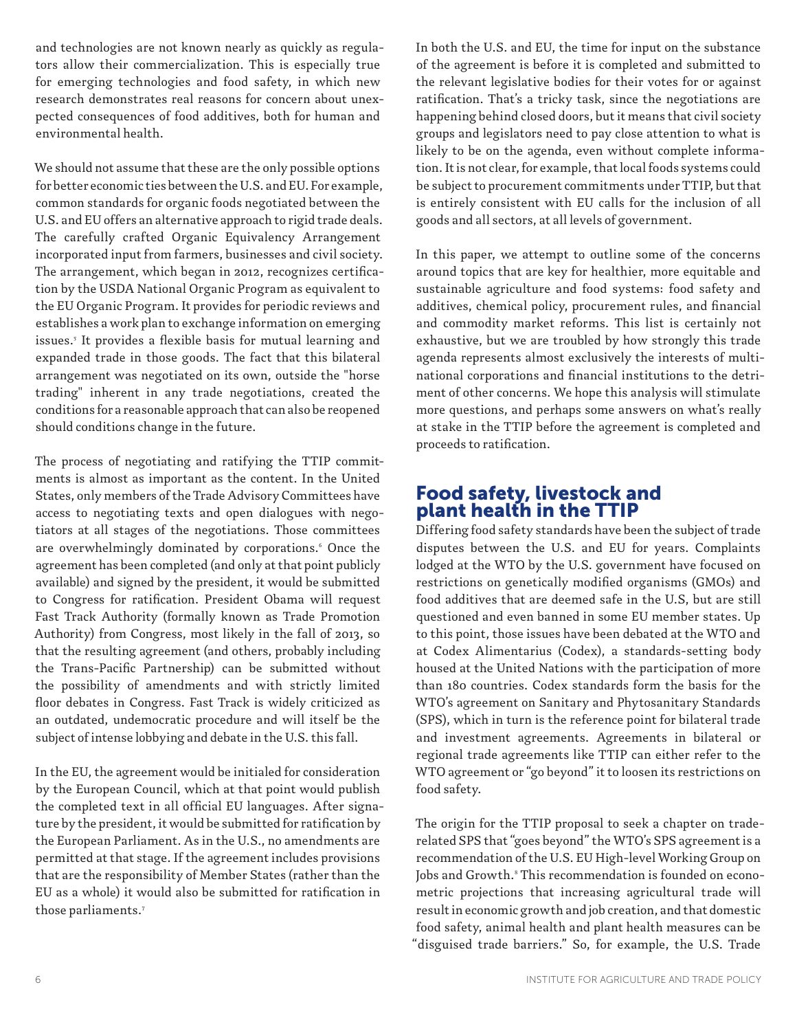and technologies are not known nearly as quickly as regulators allow their commercialization. This is especially true for emerging technologies and food safety, in which new research demonstrates real reasons for concern about unexpected consequences of food additives, both for human and environmental health.

We should not assume that these are the only possible options for better economic ties between the U.S. and EU. For example, common standards for organic foods negotiated between the U.S. and EU offers an alternative approach to rigid trade deals. The carefully crafted Organic Equivalency Arrangement incorporated input from farmers, businesses and civil society. The arrangement, which began in 2012, recognizes certification by the USDA National Organic Program as equivalent to the EU Organic Program. It provides for periodic reviews and establishes a work plan to exchange information on emerging issues.[5] It provides a flexible basis for mutual learning and expanded trade in those goods. The fact that this bilateral arrangement was negotiated on its own, outside the "horse trading" inherent in any trade negotiations, created the conditions for a reasonable approach that can also be reopened should conditions change in the future.

The process of negotiating and ratifying the TTIP commitments is almost as important as the content. In the United States, only members of the Trade Advisory Committees have access to negotiating texts and open dialogues with negotiators at all stages of the negotiations. Those committees are overwhelmingly dominated by corporations.[6] Once the agreement has been completed (and only at that point publicly available) and signed by the president, it would be submitted to Congress for ratification. President Obama will request Fast Track Authority (formally known as Trade Promotion Authority) from Congress, most likely in the fall of 2013, so that the resulting agreement (and others, probably including the Trans-Pacific Partnership) can be submitted without the possibility of amendments and with strictly limited floor debates in Congress. Fast Track is widely criticized as an outdated, undemocratic procedure and will itself be the subject of intense lobbying and debate in the U.S. this fall.

In the EU, the agreement would be initialed for consideration by the European Council, which at that point would publish the completed text in all official EU languages. After signature by the president, it would be submitted for ratification by the European Parliament. As in the U.S., no amendments are permitted at that stage. If the agreement includes provisions that are the responsibility of Member States (rather than the EU as a whole) it would also be submitted for ratification in those parliaments.[7]

In both the U.S. and EU, the time for input on the substance of the agreement is before it is completed and submitted to the relevant legislative bodies for their votes for or against ratification. That's a tricky task, since the negotiations are happening behind closed doors, but it means that civil society groups and legislators need to pay close attention to what is likely to be on the agenda, even without complete information. It is not clear, for example, that local foods systems could be subject to procurement commitments under TTIP, but that is entirely consistent with EU calls for the inclusion of all goods and all sectors, at all levels of government.

In this paper, we attempt to outline some of the concerns around topics that are key for healthier, more equitable and sustainable agriculture and food systems: food safety and additives, chemical policy, procurement rules, and financial and commodity market reforms. This list is certainly not exhaustive, but we are troubled by how strongly this trade agenda represents almost exclusively the interests of multinational corporations and financial institutions to the detriment of other concerns. We hope this analysis will stimulate more questions, and perhaps some answers on what's really at stake in the TTIP before the agreement is completed and proceeds to ratification.

## Food safety, livestock and plant health in the TTIP

Differing food safety standards have been the subject of trade disputes between the U.S. and EU for years. Complaints lodged at the WTO by the U.S. government have focused on restrictions on genetically modified organisms (GMOs) and food additives that are deemed safe in the U.S, but are still questioned and even banned in some EU member states. Up to this point, those issues have been debated at the WTO and at Codex Alimentarius (Codex), a standards-setting body housed at the United Nations with the participation of more than 180 countries. Codex standards form the basis for the WTO's agreement on Sanitary and Phytosanitary Standards (SPS), which in turn is the reference point for bilateral trade and investment agreements. Agreements in bilateral or regional trade agreements like TTIP can either refer to the WTO agreement or "go beyond" it to loosen its restrictions on food safety.

The origin for the TTIP proposal to seek a chapter on trade-related SPS that "goes beyond" the WTO's SPS agreement is a recommendation of the U.S. EU High-level Working Group on Jobs and Growth.[8] This recommendation is founded on econometric projections that increasing agricultural trade will result in economic growth and job creation, and that domestic food safety, animal health and plant health measures can be "disguised trade barriers." So, for example, the U.S. Trade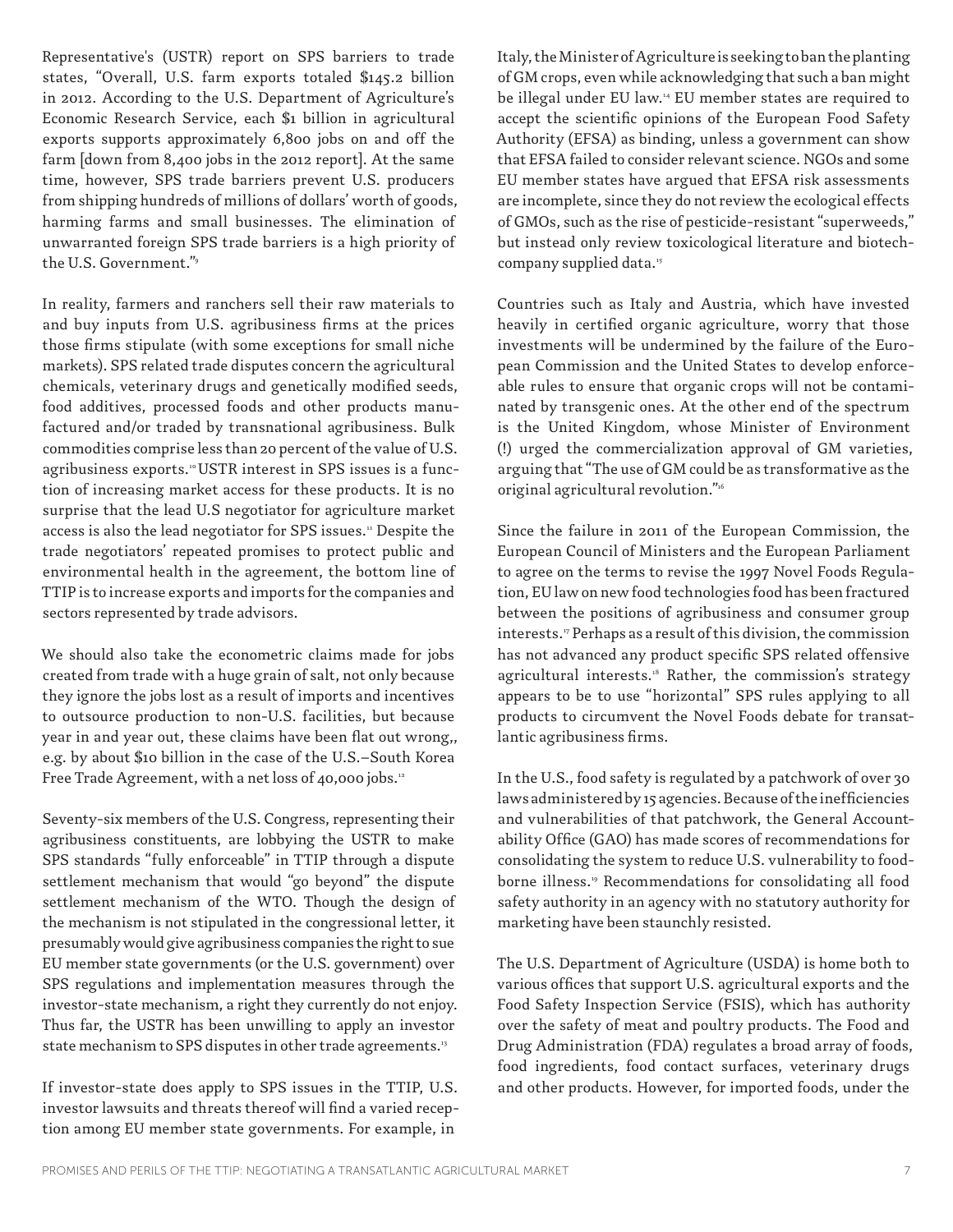Representative's (USTR) report on SPS barriers to trade states, "Overall, U.S. farm exports totaled $145.2 billion in 2012. According to the U.S. Department of Agriculture's Economic Research Service, each $1 billion in agricultural exports supports approximately 6,800 jobs on and off the farm [down from 8,400 jobs in the 2012 report]. At the same time, however, SPS trade barriers prevent U.S. producers from shipping hundreds of millions of dollars' worth of goods, harming farms and small businesses. The elimination of unwarranted foreign SPS trade barriers is a high priority of the U.S. Government."[9]

In reality, farmers and ranchers sell their raw materials to and buy inputs from U.S. agribusiness firms at the prices those firms stipulate (with some exceptions for small niche markets). SPS related trade disputes concern the agricultural chemicals, veterinary drugs and genetically modified seeds, food additives, processed foods and other products manufactured and/or traded by transnational agribusiness. Bulk commodities comprise less than 20 percent of the value of U.S. agribusiness exports.[10] USTR interest in SPS issues is a function of increasing market access for these products. It is no surprise that the lead U.S negotiator for agriculture market access is also the lead negotiator for SPS issues.[11] Despite the trade negotiators' repeated promises to protect public and environmental health in the agreement, the bottom line of TTIP is to increase exports and imports for the companies and sectors represented by trade advisors.

We should also take the econometric claims made for jobs created from trade with a huge grain of salt, not only because they ignore the jobs lost as a result of imports and incentives to outsource production to non-U.S. facilities, but because year in and year out, these claims have been flat out wrong,, e.g. by about $10 billion in the case of the U.S.–South Korea Free Trade Agreement, with a net loss of 40,000 jobs.[12]

Seventy-six members of the U.S. Congress, representing their agribusiness constituents, are lobbying the USTR to make SPS standards "fully enforceable" in TTIP through a dispute settlement mechanism that would "go beyond" the dispute settlement mechanism of the WTO. Though the design of the mechanism is not stipulated in the congressional letter, it presumably would give agribusiness companies the right to sue EU member state governments (or the U.S. government) over SPS regulations and implementation measures through the investor-state mechanism, a right they currently do not enjoy. Thus far, the USTR has been unwilling to apply an investor state mechanism to SPS disputes in other trade agreements.[13]

If investor-state does apply to SPS issues in the TTIP, U.S. investor lawsuits and threats thereof will find a varied reception among EU member state governments. For example, in Italy, the Minister of Agriculture is seeking to ban the planting of GM crops, even while acknowledging that such a ban might be illegal under EU law.[14] EU member states are required to accept the scientific opinions of the European Food Safety Authority (EFSA) as binding, unless a government can show that EFSA failed to consider relevant science. NGOs and some EU member states have argued that EFSA risk assessments are incomplete, since they do not review the ecological effects of GMOs, such as the rise of pesticide-resistant "superweeds," but instead only review toxicological literature and biotech-company supplied data.[15]

Countries such as Italy and Austria, which have invested heavily in certified organic agriculture, worry that those investments will be undermined by the failure of the European Commission and the United States to develop enforceable rules to ensure that organic crops will not be contaminated by transgenic ones. At the other end of the spectrum is the United Kingdom, whose Minister of Environment (!) urged the commercialization approval of GM varieties, arguing that "The use of GM could be as transformative as the original agricultural revolution."[16]

Since the failure in 2011 of the European Commission, the European Council of Ministers and the European Parliament to agree on the terms to revise the 1997 Novel Foods Regulation, EU law on new food technologies food has been fractured between the positions of agribusiness and consumer group interests.[17] Perhaps as a result of this division, the commission has not advanced any product specific SPS related offensive agricultural interests.[18] Rather, the commission's strategy appears to be to use "horizontal" SPS rules applying to all products to circumvent the Novel Foods debate for transatlantic agribusiness firms.

In the U.S., food safety is regulated by a patchwork of over 30 laws administered by 15 agencies. Because of the inefficiencies and vulnerabilities of that patchwork, the General Accountability Office (GAO) has made scores of recommendations for consolidating the system to reduce U.S. vulnerability to foodborne illness.[19] Recommendations for consolidating all food safety authority in an agency with no statutory authority for marketing have been staunchly resisted.

The U.S. Department of Agriculture (USDA) is home both to various offices that support U.S. agricultural exports and the Food Safety Inspection Service (FSIS), which has authority over the safety of meat and poultry products. The Food and Drug Administration (FDA) regulates a broad array of foods, food ingredients, food contact surfaces, veterinary drugs and other products. However, for imported foods, under the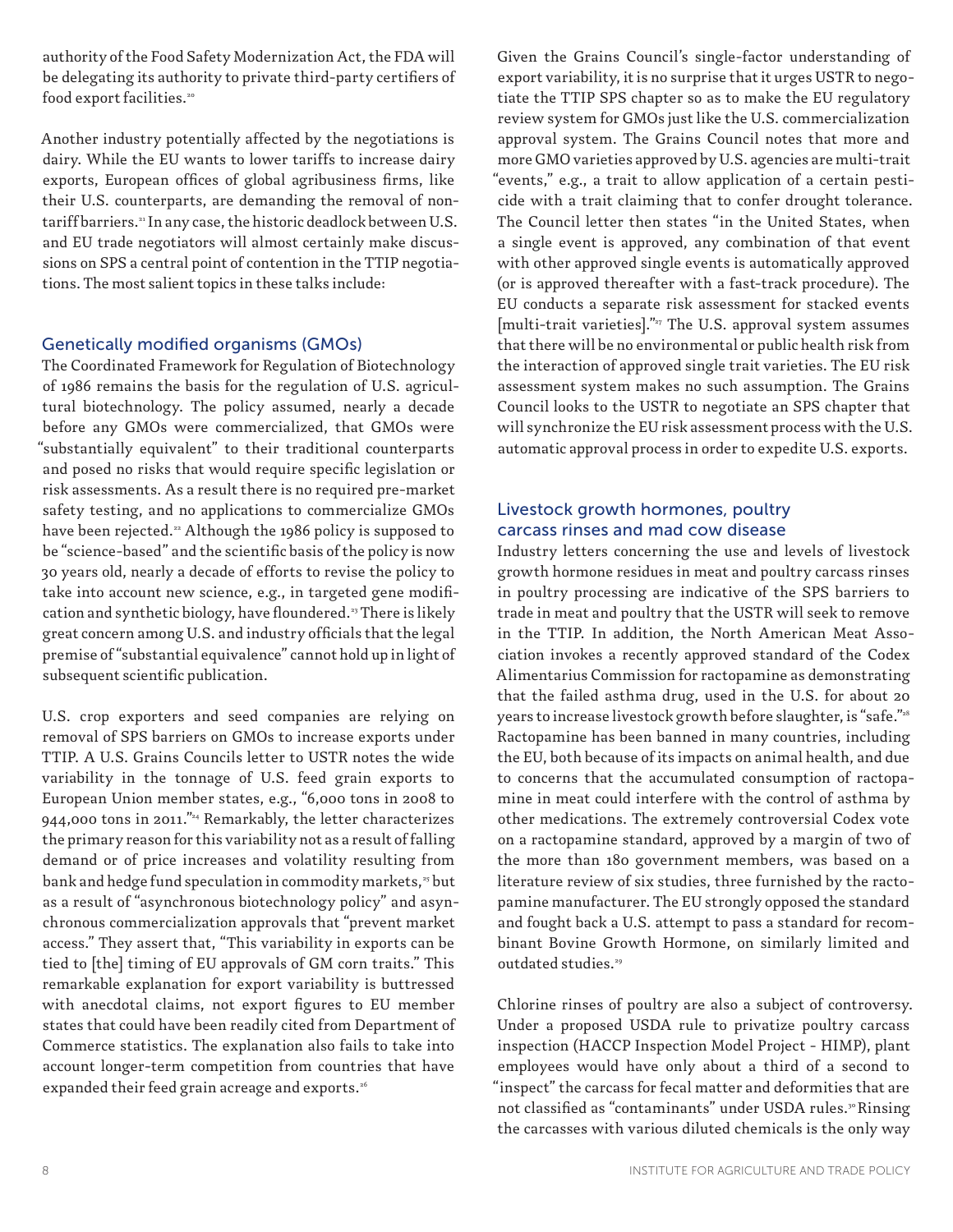authority of the Food Safety Modernization Act, the FDA will be delegating its authority to private third-party certifiers of food export facilities.[20]

Another industry potentially affected by the negotiations is dairy. While the EU wants to lower tariffs to increase dairy exports, European offices of global agribusiness firms, like their U.S. counterparts, are demanding the removal of non-tariff barriers.[21] In any case, the historic deadlock between U.S. and EU trade negotiators will almost certainly make discussions on SPS a central point of contention in the TTIP negotiations. The most salient topics in these talks include:

### Genetically modified organisms (GMOs)

The Coordinated Framework for Regulation of Biotechnology of 1986 remains the basis for the regulation of U.S. agricultural biotechnology. The policy assumed, nearly a decade before any GMOs were commercialized, that GMOs were "substantially equivalent" to their traditional counterparts and posed no risks that would require specific legislation or risk assessments. As a result there is no required pre-market safety testing, and no applications to commercialize GMOs have been rejected.[22] Although the 1986 policy is supposed to be "science-based" and the scientific basis of the policy is now 30 years old, nearly a decade of efforts to revise the policy to take into account new science, e.g., in targeted gene modification and synthetic biology, have floundered.[23] There is likely great concern among U.S. and industry officials that the legal premise of "substantial equivalence" cannot hold up in light of subsequent scientific publication.

U.S. crop exporters and seed companies are relying on removal of SPS barriers on GMOs to increase exports under TTIP. A U.S. Grains Councils letter to USTR notes the wide variability in the tonnage of U.S. feed grain exports to European Union member states, e.g., "6,000 tons in 2008 to 944,000 tons in 2011."[24] Remarkably, the letter characterizes the primary reason for this variability not as a result of falling demand or of price increases and volatility resulting from bank and hedge fund speculation in commodity markets,[25] but as a result of "asynchronous biotechnology policy" and asynchronous commercialization approvals that "prevent market access." They assert that, "This variability in exports can be tied to [the] timing of EU approvals of GM corn traits." This remarkable explanation for export variability is buttressed with anecdotal claims, not export figures to EU member states that could have been readily cited from Department of Commerce statistics. The explanation also fails to take into account longer-term competition from countries that have expanded their feed grain acreage and exports.[26]

Given the Grains Council's single-factor understanding of export variability, it is no surprise that it urges USTR to negotiate the TTIP SPS chapter so as to make the EU regulatory review system for GMOs just like the U.S. commercialization approval system. The Grains Council notes that more and more GMO varieties approved by U.S. agencies are multi-trait "events," e.g., a trait to allow application of a certain pesticide with a trait claiming that to confer drought tolerance. The Council letter then states "in the United States, when a single event is approved, any combination of that event with other approved single events is automatically approved (or is approved thereafter with a fast-track procedure). The EU conducts a separate risk assessment for stacked events [multi-trait varieties]."[27] The U.S. approval system assumes that there will be no environmental or public health risk from the interaction of approved single trait varieties. The EU risk assessment system makes no such assumption. The Grains Council looks to the USTR to negotiate an SPS chapter that will synchronize the EU risk assessment process with the U.S. automatic approval process in order to expedite U.S. exports.

### Livestock growth hormones, poultry carcass rinses and mad cow disease

Industry letters concerning the use and levels of livestock growth hormone residues in meat and poultry carcass rinses in poultry processing are indicative of the SPS barriers to trade in meat and poultry that the USTR will seek to remove in the TTIP. In addition, the North American Meat Association invokes a recently approved standard of the Codex Alimentarius Commission for ractopamine as demonstrating that the failed asthma drug, used in the U.S. for about 20 years to increase livestock growth before slaughter, is "safe."[28] Ractopamine has been banned in many countries, including the EU, both because of its impacts on animal health, and due to concerns that the accumulated consumption of ractopamine in meat could interfere with the control of asthma by other medications. The extremely controversial Codex vote on a ractopamine standard, approved by a margin of two of the more than 180 government members, was based on a literature review of six studies, three furnished by the ractopamine manufacturer. The EU strongly opposed the standard and fought back a U.S. attempt to pass a standard for recombinant Bovine Growth Hormone, on similarly limited and outdated studies.[29]

Chlorine rinses of poultry are also a subject of controversy. Under a proposed USDA rule to privatize poultry carcass inspection (HACCP Inspection Model Project - HIMP), plant employees would have only about a third of a second to "inspect" the carcass for fecal matter and deformities that are not classified as "contaminants" under USDA rules.[30] Rinsing the carcasses with various diluted chemicals is the only way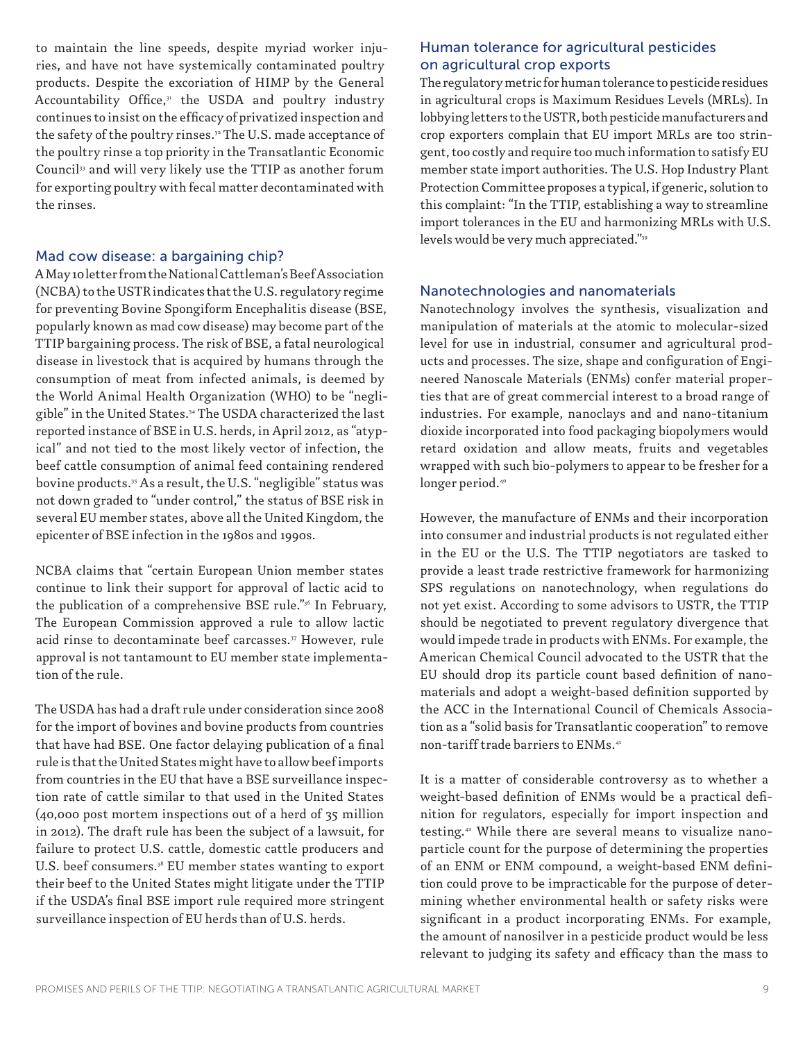to maintain the line speeds, despite myriad worker injuries, and have not have systemically contaminated poultry products. Despite the excoriation of HIMP by the General Accountability Office,[31] the USDA and poultry industry continues to insist on the efficacy of privatized inspection and the safety of the poultry rinses.[32] The U.S. made acceptance of the poultry rinse a top priority in the Transatlantic Economic Council[33] and will very likely use the TTIP as another forum for exporting poultry with fecal matter decontaminated with the rinses.

## Mad cow disease: a bargaining chip?

A May 10 letter from the National Cattleman's Beef Association (NCBA) to the USTR indicates that the U.S. regulatory regime for preventing Bovine Spongiform Encephalitis disease (BSE, popularly known as mad cow disease) may become part of the TTIP bargaining process. The risk of BSE, a fatal neurological disease in livestock that is acquired by humans through the consumption of meat from infected animals, is deemed by the World Animal Health Organization (WHO) to be "negligible" in the United States.[34] The USDA characterized the last reported instance of BSE in U.S. herds, in April 2012, as "atypical" and not tied to the most likely vector of infection, the beef cattle consumption of animal feed containing rendered bovine products.[35] As a result, the U.S. "negligible" status was not down graded to "under control," the status of BSE risk in several EU member states, above all the United Kingdom, the epicenter of BSE infection in the 1980s and 1990s.

NCBA claims that "certain European Union member states continue to link their support for approval of lactic acid to the publication of a comprehensive BSE rule."[36] In February, The European Commission approved a rule to allow lactic acid rinse to decontaminate beef carcasses.[37] However, rule approval is not tantamount to EU member state implementation of the rule.

The USDA has had a draft rule under consideration since 2008 for the import of bovines and bovine products from countries that have had BSE. One factor delaying publication of a final rule is that the United States might have to allow beef imports from countries in the EU that have a BSE surveillance inspection rate of cattle similar to that used in the United States (40,000 post mortem inspections out of a herd of 35 million in 2012). The draft rule has been the subject of a lawsuit, for failure to protect U.S. cattle, domestic cattle producers and U.S. beef consumers.[38] EU member states wanting to export their beef to the United States might litigate under the TTIP if the USDA's final BSE import rule required more stringent surveillance inspection of EU herds than of U.S. herds.

## Human tolerance for agricultural pesticides on agricultural crop exports

The regulatory metric for human tolerance to pesticide residues in agricultural crops is Maximum Residues Levels (MRLs). In lobbying letters to the USTR, both pesticide manufacturers and crop exporters complain that EU import MRLs are too stringent, too costly and require too much information to satisfy EU member state import authorities. The U.S. Hop Industry Plant Protection Committee proposes a typical, if generic, solution to this complaint: "In the TTIP, establishing a way to streamline import tolerances in the EU and harmonizing MRLs with U.S. levels would be very much appreciated."[39]

## Nanotechnologies and nanomaterials

Nanotechnology involves the synthesis, visualization and manipulation of materials at the atomic to molecular-sized level for use in industrial, consumer and agricultural products and processes. The size, shape and configuration of Engineered Nanoscale Materials (ENMs) confer material properties that are of great commercial interest to a broad range of industries. For example, nanoclays and and nano-titanium dioxide incorporated into food packaging biopolymers would retard oxidation and allow meats, fruits and vegetables wrapped with such bio-polymers to appear to be fresher for a longer period.[40]

However, the manufacture of ENMs and their incorporation into consumer and industrial products is not regulated either in the EU or the U.S. The TTIP negotiators are tasked to provide a least trade restrictive framework for harmonizing SPS regulations on nanotechnology, when regulations do not yet exist. According to some advisors to USTR, the TTIP should be negotiated to prevent regulatory divergence that would impede trade in products with ENMs. For example, the American Chemical Council advocated to the USTR that the EU should drop its particle count based definition of nanomaterials and adopt a weight-based definition supported by the ACC in the International Council of Chemicals Association as a "solid basis for Transatlantic cooperation" to remove non-tariff trade barriers to ENMs.[41]

It is a matter of considerable controversy as to whether a weight-based definition of ENMs would be a practical definition for regulators, especially for import inspection and testing.[42] While there are several means to visualize nanoparticle count for the purpose of determining the properties of an ENM or ENM compound, a weight-based ENM definition could prove to be impracticable for the purpose of determining whether environmental health or safety risks were significant in a product incorporating ENMs. For example, the amount of nanosilver in a pesticide product would be less relevant to judging its safety and efficacy than the mass to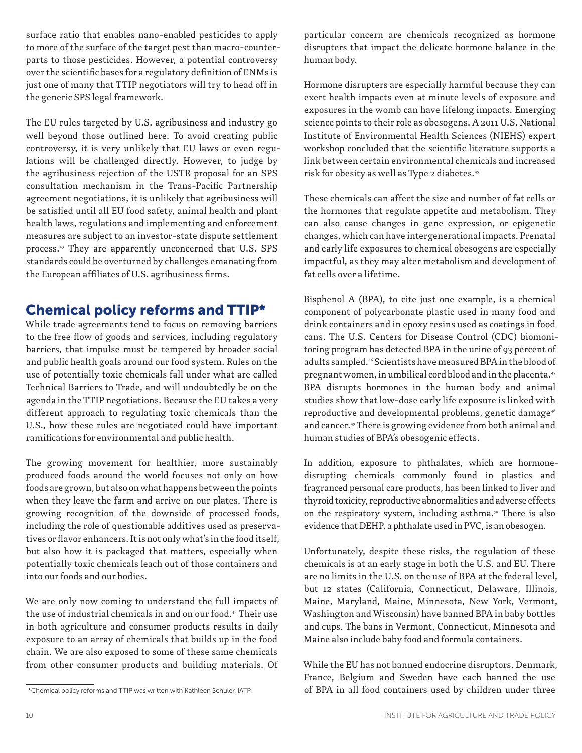surface ratio that enables nano-enabled pesticides to apply to more of the surface of the target pest than macro-counterparts to those pesticides. However, a potential controversy over the scientific bases for a regulatory definition of ENMs is just one of many that TTIP negotiators will try to head off in the generic SPS legal framework.

The EU rules targeted by U.S. agribusiness and industry go well beyond those outlined here. To avoid creating public controversy, it is very unlikely that EU laws or even regulations will be challenged directly. However, to judge by the agribusiness rejection of the USTR proposal for an SPS consultation mechanism in the Trans-Pacific Partnership agreement negotiations, it is unlikely that agribusiness will be satisfied until all EU food safety, animal health and plant health laws, regulations and implementing and enforcement measures are subject to an investor-state dispute settlement process.[43] They are apparently unconcerned that U.S. SPS standards could be overturned by challenges emanating from the European affiliates of U.S. agribusiness firms.

## Chemical policy reforms and TTIP*

While trade agreements tend to focus on removing barriers to the free flow of goods and services, including regulatory barriers, that impulse must be tempered by broader social and public health goals around our food system. Rules on the use of potentially toxic chemicals fall under what are called Technical Barriers to Trade, and will undoubtedly be on the agenda in the TTIP negotiations. Because the EU takes a very different approach to regulating toxic chemicals than the U.S., how these rules are negotiated could have important ramifications for environmental and public health.

The growing movement for healthier, more sustainably produced foods around the world focuses not only on how foods are grown, but also on what happens between the points when they leave the farm and arrive on our plates. There is growing recognition of the downside of processed foods, including the role of questionable additives used as preservatives or flavor enhancers. It is not only what's in the food itself, but also how it is packaged that matters, especially when potentially toxic chemicals leach out of those containers and into our foods and our bodies.

We are only now coming to understand the full impacts of the use of industrial chemicals in and on our food.[44] Their use in both agriculture and consumer products results in daily exposure to an array of chemicals that builds up in the food chain. We are also exposed to some of these same chemicals from other consumer products and building materials. Of particular concern are chemicals recognized as hormone disrupters that impact the delicate hormone balance in the human body.

Hormone disrupters are especially harmful because they can exert health impacts even at minute levels of exposure and exposures in the womb can have lifelong impacts. Emerging science points to their role as obesogens. A 2011 U.S. National Institute of Environmental Health Sciences (NIEHS) expert workshop concluded that the scientific literature supports a link between certain environmental chemicals and increased risk for obesity as well as Type 2 diabetes.[45]

These chemicals can affect the size and number of fat cells or the hormones that regulate appetite and metabolism. They can also cause changes in gene expression, or epigenetic changes, which can have intergenerational impacts. Prenatal and early life exposures to chemical obesogens are especially impactful, as they may alter metabolism and development of fat cells over a lifetime.

Bisphenol A (BPA), to cite just one example, is a chemical component of polycarbonate plastic used in many food and drink containers and in epoxy resins used as coatings in food cans. The U.S. Centers for Disease Control (CDC) biomonitoring program has detected BPA in the urine of 93 percent of adults sampled.[46] Scientists have measured BPA in the blood of pregnant women, in umbilical cord blood and in the placenta.[47] BPA disrupts hormones in the human body and animal studies show that low-dose early life exposure is linked with reproductive and developmental problems, genetic damage[48] and cancer.[49] There is growing evidence from both animal and human studies of BPA's obesogenic effects.

In addition, exposure to phthalates, which are hormone-disrupting chemicals commonly found in plastics and fragranced personal care products, has been linked to liver and thyroid toxicity, reproductive abnormalities and adverse effects on the respiratory system, including asthma.[50] There is also evidence that DEHP, a phthalate used in PVC, is an obesogen.

Unfortunately, despite these risks, the regulation of these chemicals is at an early stage in both the U.S. and EU. There are no limits in the U.S. on the use of BPA at the federal level, but 12 states (California, Connecticut, Delaware, Illinois, Maine, Maryland, Maine, Minnesota, New York, Vermont, Washington and Wisconsin) have banned BPA in baby bottles and cups. The bans in Vermont, Connecticut, Minnesota and Maine also include baby food and formula containers.

While the EU has not banned endocrine disruptors, Denmark, France, Belgium and Sweden have each banned the use of BPA in all food containers used by children under three

*Chemical policy reforms and TTIP was written with Kathleen Schuler, IATP.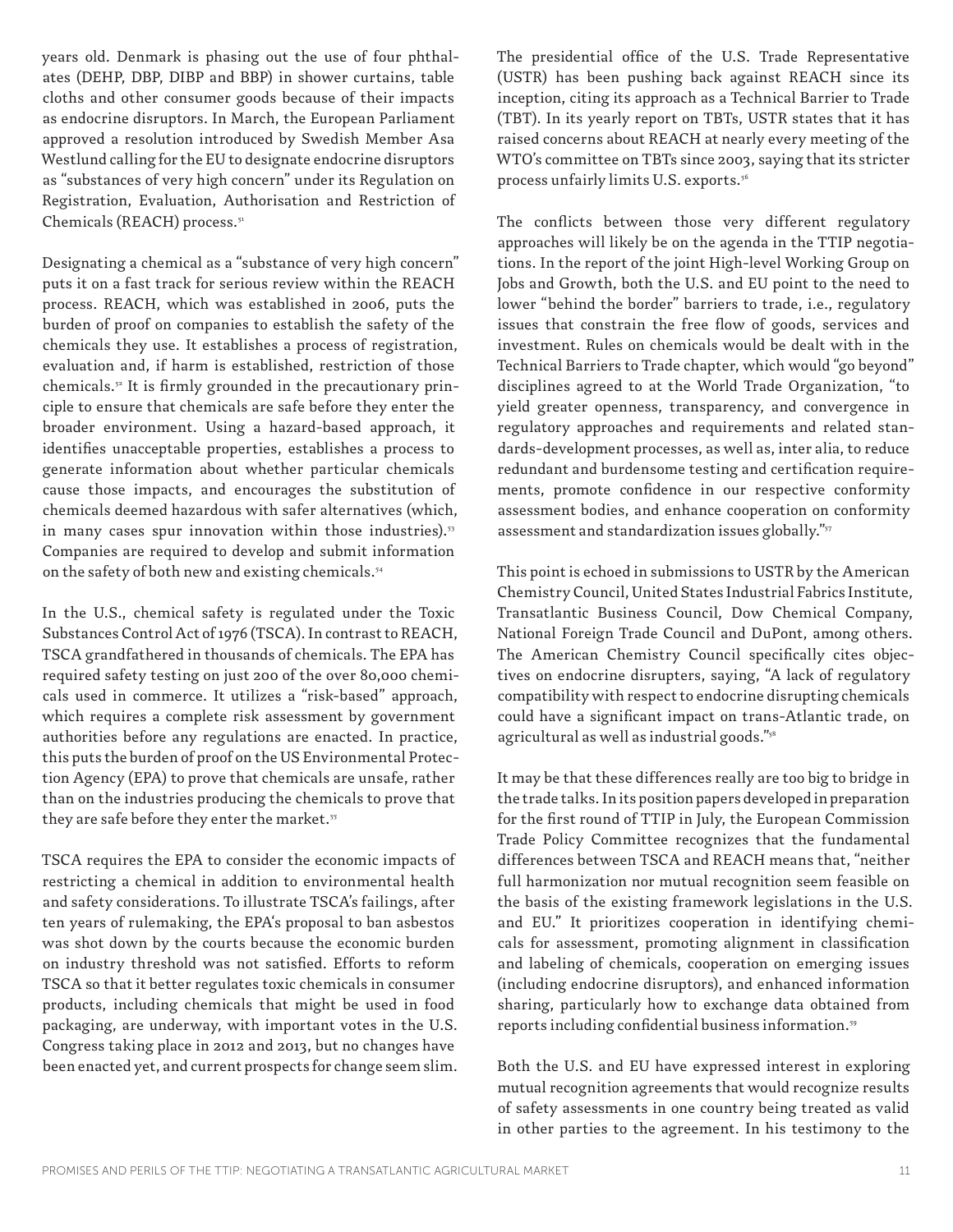years old. Denmark is phasing out the use of four phthalates (DEHP, DBP, DIBP and BBP) in shower curtains, table cloths and other consumer goods because of their impacts as endocrine disruptors. In March, the European Parliament approved a resolution introduced by Swedish Member Asa Westlund calling for the EU to designate endocrine disruptors as "substances of very high concern" under its Regulation on Registration, Evaluation, Authorisation and Restriction of Chemicals (REACH) process.[51]

Designating a chemical as a "substance of very high concern" puts it on a fast track for serious review within the REACH process. REACH, which was established in 2006, puts the burden of proof on companies to establish the safety of the chemicals they use. It establishes a process of registration, evaluation and, if harm is established, restriction of those chemicals.[52] It is firmly grounded in the precautionary principle to ensure that chemicals are safe before they enter the broader environment. Using a hazard-based approach, it identifies unacceptable properties, establishes a process to generate information about whether particular chemicals cause those impacts, and encourages the substitution of chemicals deemed hazardous with safer alternatives (which, in many cases spur innovation within those industries).[53] Companies are required to develop and submit information on the safety of both new and existing chemicals.[54]

In the U.S., chemical safety is regulated under the Toxic Substances Control Act of 1976 (TSCA). In contrast to REACH, TSCA grandfathered in thousands of chemicals. The EPA has required safety testing on just 200 of the over 80,000 chemicals used in commerce. It utilizes a "risk-based" approach, which requires a complete risk assessment by government authorities before any regulations are enacted. In practice, this puts the burden of proof on the US Environmental Protection Agency (EPA) to prove that chemicals are unsafe, rather than on the industries producing the chemicals to prove that they are safe before they enter the market.[55]

TSCA requires the EPA to consider the economic impacts of restricting a chemical in addition to environmental health and safety considerations. To illustrate TSCA's failings, after ten years of rulemaking, the EPA's proposal to ban asbestos was shot down by the courts because the economic burden on industry threshold was not satisfied. Efforts to reform TSCA so that it better regulates toxic chemicals in consumer products, including chemicals that might be used in food packaging, are underway, with important votes in the U.S. Congress taking place in 2012 and 2013, but no changes have been enacted yet, and current prospects for change seem slim.

The presidential office of the U.S. Trade Representative (USTR) has been pushing back against REACH since its inception, citing its approach as a Technical Barrier to Trade (TBT). In its yearly report on TBTs, USTR states that it has raised concerns about REACH at nearly every meeting of the WTO's committee on TBTs since 2003, saying that its stricter process unfairly limits U.S. exports.[56]

The conflicts between those very different regulatory approaches will likely be on the agenda in the TTIP negotiations. In the report of the joint High-level Working Group on Jobs and Growth, both the U.S. and EU point to the need to lower "behind the border" barriers to trade, i.e., regulatory issues that constrain the free flow of goods, services and investment. Rules on chemicals would be dealt with in the Technical Barriers to Trade chapter, which would "go beyond" disciplines agreed to at the World Trade Organization, "to yield greater openness, transparency, and convergence in regulatory approaches and requirements and related standards-development processes, as well as, inter alia, to reduce redundant and burdensome testing and certification requirements, promote confidence in our respective conformity assessment bodies, and enhance cooperation on conformity assessment and standardization issues globally."[57]

This point is echoed in submissions to USTR by the American Chemistry Council, United States Industrial Fabrics Institute, Transatlantic Business Council, Dow Chemical Company, National Foreign Trade Council and DuPont, among others. The American Chemistry Council specifically cites objectives on endocrine disrupters, saying, "A lack of regulatory compatibility with respect to endocrine disrupting chemicals could have a significant impact on trans-Atlantic trade, on agricultural as well as industrial goods."[58]

It may be that these differences really are too big to bridge in the trade talks. In its position papers developed in preparation for the first round of TTIP in July, the European Commission Trade Policy Committee recognizes that the fundamental differences between TSCA and REACH means that, "neither full harmonization nor mutual recognition seem feasible on the basis of the existing framework legislations in the U.S. and EU." It prioritizes cooperation in identifying chemicals for assessment, promoting alignment in classification and labeling of chemicals, cooperation on emerging issues (including endocrine disruptors), and enhanced information sharing, particularly how to exchange data obtained from reports including confidential business information.[59]

Both the U.S. and EU have expressed interest in exploring mutual recognition agreements that would recognize results of safety assessments in one country being treated as valid in other parties to the agreement. In his testimony to the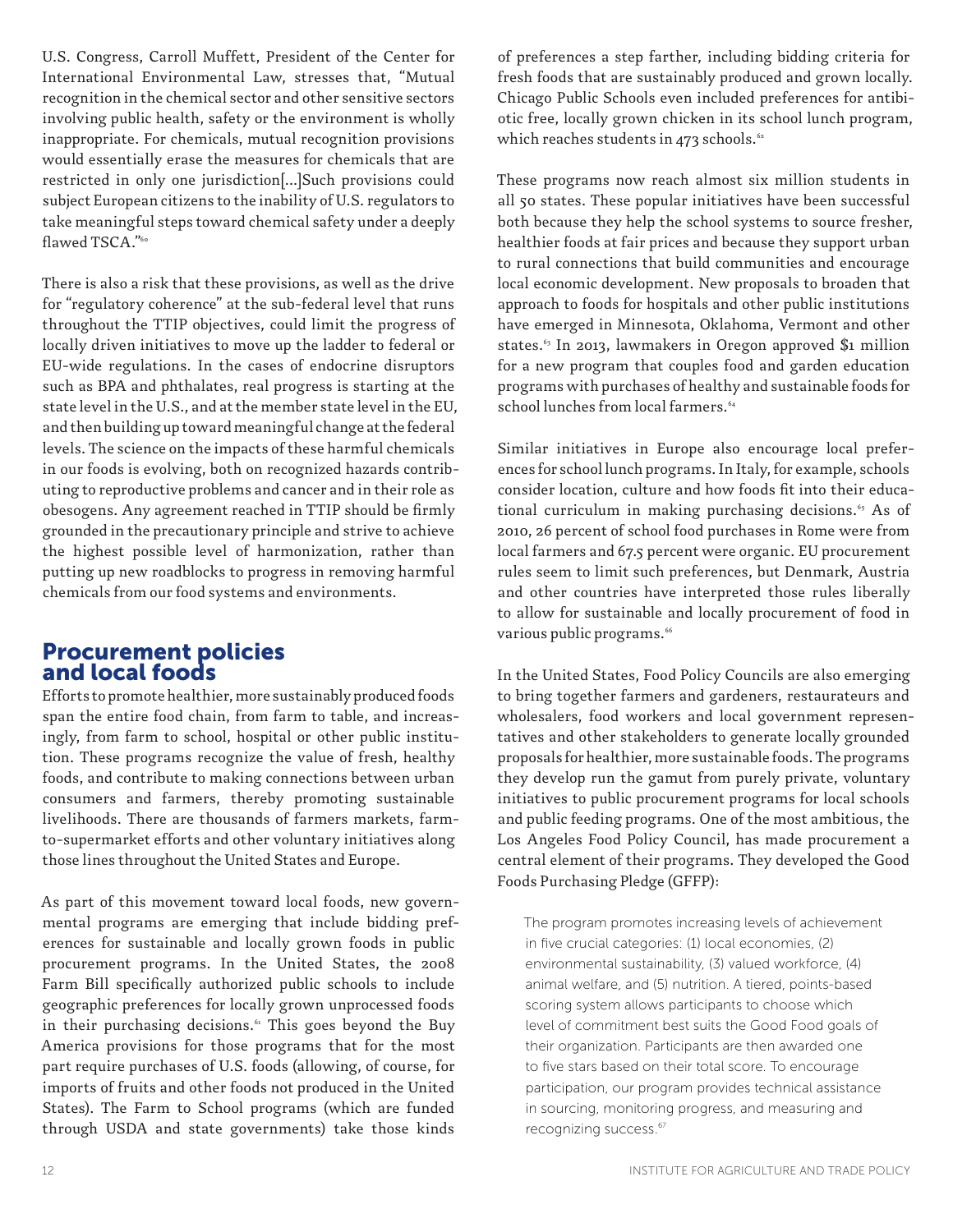U.S. Congress, Carroll Muffett, President of the Center for International Environmental Law, stresses that, "Mutual recognition in the chemical sector and other sensitive sectors involving public health, safety or the environment is wholly inappropriate. For chemicals, mutual recognition provisions would essentially erase the measures for chemicals that are restricted in only one jurisdiction[...]Such provisions could subject European citizens to the inability of U.S. regulators to take meaningful steps toward chemical safety under a deeply flawed TSCA."[60]

There is also a risk that these provisions, as well as the drive for "regulatory coherence" at the sub-federal level that runs throughout the TTIP objectives, could limit the progress of locally driven initiatives to move up the ladder to federal or EU-wide regulations. In the cases of endocrine disruptors such as BPA and phthalates, real progress is starting at the state level in the U.S., and at the member state level in the EU, and then building up toward meaningful change at the federal levels. The science on the impacts of these harmful chemicals in our foods is evolving, both on recognized hazards contributing to reproductive problems and cancer and in their role as obesogens. Any agreement reached in TTIP should be firmly grounded in the precautionary principle and strive to achieve the highest possible level of harmonization, rather than putting up new roadblocks to progress in removing harmful chemicals from our food systems and environments.

## Procurement policies and local foods

Efforts to promote healthier, more sustainably produced foods span the entire food chain, from farm to table, and increasingly, from farm to school, hospital or other public institution. These programs recognize the value of fresh, healthy foods, and contribute to making connections between urban consumers and farmers, thereby promoting sustainable livelihoods. There are thousands of farmers markets, farm-to-supermarket efforts and other voluntary initiatives along those lines throughout the United States and Europe.

As part of this movement toward local foods, new governmental programs are emerging that include bidding preferences for sustainable and locally grown foods in public procurement programs. In the United States, the 2008 Farm Bill specifically authorized public schools to include geographic preferences for locally grown unprocessed foods in their purchasing decisions.[61] This goes beyond the Buy America provisions for those programs that for the most part require purchases of U.S. foods (allowing, of course, for imports of fruits and other foods not produced in the United States). The Farm to School programs (which are funded through USDA and state governments) take those kinds of preferences a step farther, including bidding criteria for fresh foods that are sustainably produced and grown locally. Chicago Public Schools even included preferences for antibiotic free, locally grown chicken in its school lunch program, which reaches students in 473 schools.[62]

These programs now reach almost six million students in all 50 states. These popular initiatives have been successful both because they help the school systems to source fresher, healthier foods at fair prices and because they support urban to rural connections that build communities and encourage local economic development. New proposals to broaden that approach to foods for hospitals and other public institutions have emerged in Minnesota, Oklahoma, Vermont and other states.[63] In 2013, lawmakers in Oregon approved $1 million for a new program that couples food and garden education programs with purchases of healthy and sustainable foods for school lunches from local farmers.[64]

Similar initiatives in Europe also encourage local preferences for school lunch programs. In Italy, for example, schools consider location, culture and how foods fit into their educational curriculum in making purchasing decisions.[65] As of 2010, 26 percent of school food purchases in Rome were from local farmers and 67.5 percent were organic. EU procurement rules seem to limit such preferences, but Denmark, Austria and other countries have interpreted those rules liberally to allow for sustainable and locally procurement of food in various public programs.[66]

In the United States, Food Policy Councils are also emerging to bring together farmers and gardeners, restaurateurs and wholesalers, food workers and local government representatives and other stakeholders to generate locally grounded proposals for healthier, more sustainable foods. The programs they develop run the gamut from purely private, voluntary initiatives to public procurement programs for local schools and public feeding programs. One of the most ambitious, the Los Angeles Food Policy Council, has made procurement a central element of their programs. They developed the Good Foods Purchasing Pledge (GFPP):

> The program promotes increasing levels of achievement in five crucial categories: (1) local economies, (2) environmental sustainability, (3) valued workforce, (4) animal welfare, and (5) nutrition. A tiered, points-based scoring system allows participants to choose which level of commitment best suits the Good Food goals of their organization. Participants are then awarded one to five stars based on their total score. To encourage participation, our program provides technical assistance in sourcing, monitoring progress, and measuring and recognizing success.[67]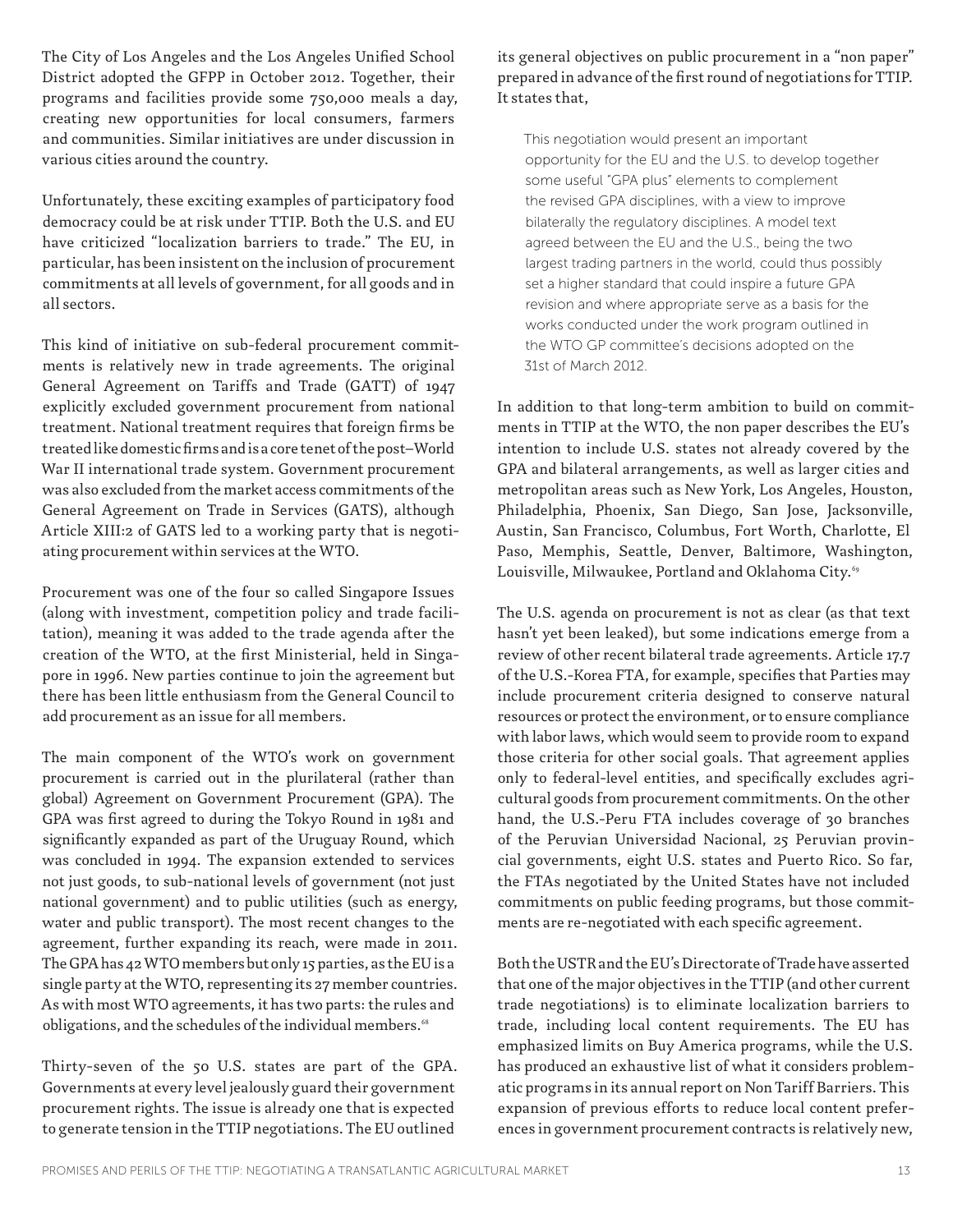The City of Los Angeles and the Los Angeles Unified School District adopted the GFPP in October 2012. Together, their programs and facilities provide some 750,000 meals a day, creating new opportunities for local consumers, farmers and communities. Similar initiatives are under discussion in various cities around the country.

Unfortunately, these exciting examples of participatory food democracy could be at risk under TTIP. Both the U.S. and EU have criticized "localization barriers to trade." The EU, in particular, has been insistent on the inclusion of procurement commitments at all levels of government, for all goods and in all sectors.

This kind of initiative on sub-federal procurement commitments is relatively new in trade agreements. The original General Agreement on Tariffs and Trade (GATT) of 1947 explicitly excluded government procurement from national treatment. National treatment requires that foreign firms be treated like domestic firms and is a core tenet of the post–World War II international trade system. Government procurement was also excluded from the market access commitments of the General Agreement on Trade in Services (GATS), although Article XIII:2 of GATS led to a working party that is negotiating procurement within services at the WTO.

Procurement was one of the four so called Singapore Issues (along with investment, competition policy and trade facilitation), meaning it was added to the trade agenda after the creation of the WTO, at the first Ministerial, held in Singapore in 1996. New parties continue to join the agreement but there has been little enthusiasm from the General Council to add procurement as an issue for all members.

The main component of the WTO's work on government procurement is carried out in the plurilateral (rather than global) Agreement on Government Procurement (GPA). The GPA was first agreed to during the Tokyo Round in 1981 and significantly expanded as part of the Uruguay Round, which was concluded in 1994. The expansion extended to services not just goods, to sub-national levels of government (not just national government) and to public utilities (such as energy, water and public transport). The most recent changes to the agreement, further expanding its reach, were made in 2011. The GPA has 42 WTO members but only 15 parties, as the EU is a single party at the WTO, representing its 27 member countries. As with most WTO agreements, it has two parts: the rules and obligations, and the schedules of the individual members.[68]

Thirty-seven of the 50 U.S. states are part of the GPA. Governments at every level jealously guard their government procurement rights. The issue is already one that is expected to generate tension in the TTIP negotiations. The EU outlined its general objectives on public procurement in a "non paper" prepared in advance of the first round of negotiations for TTIP. It states that,

> This negotiation would present an important opportunity for the EU and the U.S. to develop together some useful "GPA plus" elements to complement the revised GPA disciplines, with a view to improve bilaterally the regulatory disciplines. A model text agreed between the EU and the U.S., being the two largest trading partners in the world, could thus possibly set a higher standard that could inspire a future GPA revision and where appropriate serve as a basis for the works conducted under the work program outlined in the WTO GP committee's decisions adopted on the 31st of March 2012.

In addition to that long-term ambition to build on commitments in TTIP at the WTO, the non paper describes the EU's intention to include U.S. states not already covered by the GPA and bilateral arrangements, as well as larger cities and metropolitan areas such as New York, Los Angeles, Houston, Philadelphia, Phoenix, San Diego, San Jose, Jacksonville, Austin, San Francisco, Columbus, Fort Worth, Charlotte, El Paso, Memphis, Seattle, Denver, Baltimore, Washington, Louisville, Milwaukee, Portland and Oklahoma City.[69]

The U.S. agenda on procurement is not as clear (as that text hasn't yet been leaked), but some indications emerge from a review of other recent bilateral trade agreements. Article 17.7 of the U.S.-Korea FTA, for example, specifies that Parties may include procurement criteria designed to conserve natural resources or protect the environment, or to ensure compliance with labor laws, which would seem to provide room to expand those criteria for other social goals. That agreement applies only to federal-level entities, and specifically excludes agricultural goods from procurement commitments. On the other hand, the U.S.-Peru FTA includes coverage of 30 branches of the Peruvian Universidad Nacional, 25 Peruvian provincial governments, eight U.S. states and Puerto Rico. So far, the FTAs negotiated by the United States have not included commitments on public feeding programs, but those commitments are re-negotiated with each specific agreement.

Both the USTR and the EU's Directorate of Trade have asserted that one of the major objectives in the TTIP (and other current trade negotiations) is to eliminate localization barriers to trade, including local content requirements. The EU has emphasized limits on Buy America programs, while the U.S. has produced an exhaustive list of what it considers problematic programs in its annual report on Non Tariff Barriers. This expansion of previous efforts to reduce local content preferences in government procurement contracts is relatively new,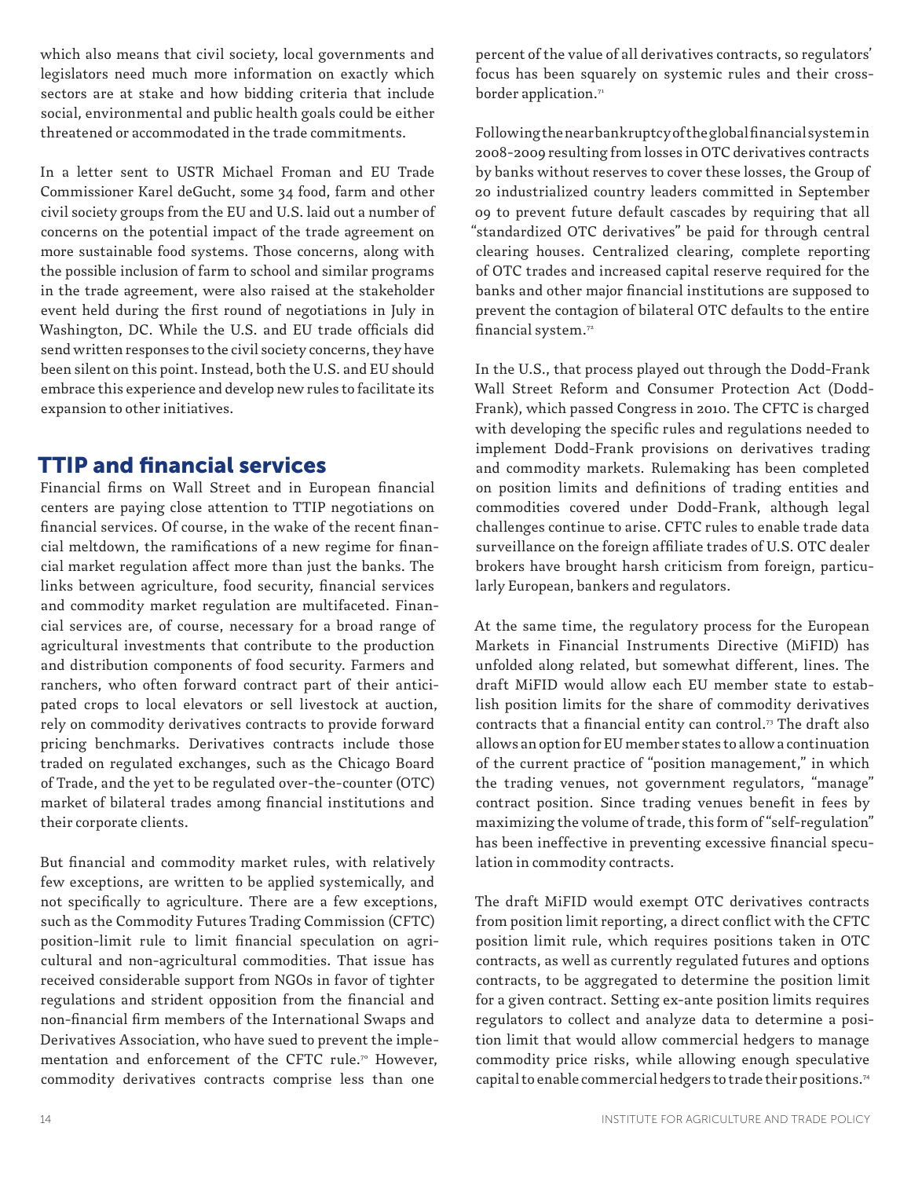which also means that civil society, local governments and legislators need much more information on exactly which sectors are at stake and how bidding criteria that include social, environmental and public health goals could be either threatened or accommodated in the trade commitments.

In a letter sent to USTR Michael Froman and EU Trade Commissioner Karel deGucht, some 34 food, farm and other civil society groups from the EU and U.S. laid out a number of concerns on the potential impact of the trade agreement on more sustainable food systems. Those concerns, along with the possible inclusion of farm to school and similar programs in the trade agreement, were also raised at the stakeholder event held during the first round of negotiations in July in Washington, DC. While the U.S. and EU trade officials did send written responses to the civil society concerns, they have been silent on this point. Instead, both the U.S. and EU should embrace this experience and develop new rules to facilitate its expansion to other initiatives.

## TTIP and financial services

Financial firms on Wall Street and in European financial centers are paying close attention to TTIP negotiations on financial services. Of course, in the wake of the recent financial meltdown, the ramifications of a new regime for financial market regulation affect more than just the banks. The links between agriculture, food security, financial services and commodity market regulation are multifaceted. Financial services are, of course, necessary for a broad range of agricultural investments that contribute to the production and distribution components of food security. Farmers and ranchers, who often forward contract part of their anticipated crops to local elevators or sell livestock at auction, rely on commodity derivatives contracts to provide forward pricing benchmarks. Derivatives contracts include those traded on regulated exchanges, such as the Chicago Board of Trade, and the yet to be regulated over-the-counter (OTC) market of bilateral trades among financial institutions and their corporate clients.

But financial and commodity market rules, with relatively few exceptions, are written to be applied systemically, and not specifically to agriculture. There are a few exceptions, such as the Commodity Futures Trading Commission (CFTC) position-limit rule to limit financial speculation on agricultural and non-agricultural commodities. That issue has received considerable support from NGOs in favor of tighter regulations and strident opposition from the financial and non-financial firm members of the International Swaps and Derivatives Association, who have sued to prevent the implementation and enforcement of the CFTC rule.[70] However, commodity derivatives contracts comprise less than one percent of the value of all derivatives contracts, so regulators' focus has been squarely on systemic rules and their cross-border application.[71]

Following the near bankruptcy of the global financial system in 2008-2009 resulting from losses in OTC derivatives contracts by banks without reserves to cover these losses, the Group of 20 industrialized country leaders committed in September 09 to prevent future default cascades by requiring that all "standardized OTC derivatives" be paid for through central clearing houses. Centralized clearing, complete reporting of OTC trades and increased capital reserve required for the banks and other major financial institutions are supposed to prevent the contagion of bilateral OTC defaults to the entire financial system.[72]

In the U.S., that process played out through the Dodd-Frank Wall Street Reform and Consumer Protection Act (Dodd-Frank), which passed Congress in 2010. The CFTC is charged with developing the specific rules and regulations needed to implement Dodd-Frank provisions on derivatives trading and commodity markets. Rulemaking has been completed on position limits and definitions of trading entities and commodities covered under Dodd-Frank, although legal challenges continue to arise. CFTC rules to enable trade data surveillance on the foreign affiliate trades of U.S. OTC dealer brokers have brought harsh criticism from foreign, particularly European, bankers and regulators.

At the same time, the regulatory process for the European Markets in Financial Instruments Directive (MiFID) has unfolded along related, but somewhat different, lines. The draft MiFID would allow each EU member state to establish position limits for the share of commodity derivatives contracts that a financial entity can control.[73] The draft also allows an option for EU member states to allow a continuation of the current practice of "position management," in which the trading venues, not government regulators, "manage" contract position. Since trading venues benefit in fees by maximizing the volume of trade, this form of "self-regulation" has been ineffective in preventing excessive financial speculation in commodity contracts.

The draft MiFID would exempt OTC derivatives contracts from position limit reporting, a direct conflict with the CFTC position limit rule, which requires positions taken in OTC contracts, as well as currently regulated futures and options contracts, to be aggregated to determine the position limit for a given contract. Setting ex-ante position limits requires regulators to collect and analyze data to determine a position limit that would allow commercial hedgers to manage commodity price risks, while allowing enough speculative capital to enable commercial hedgers to trade their positions.[74]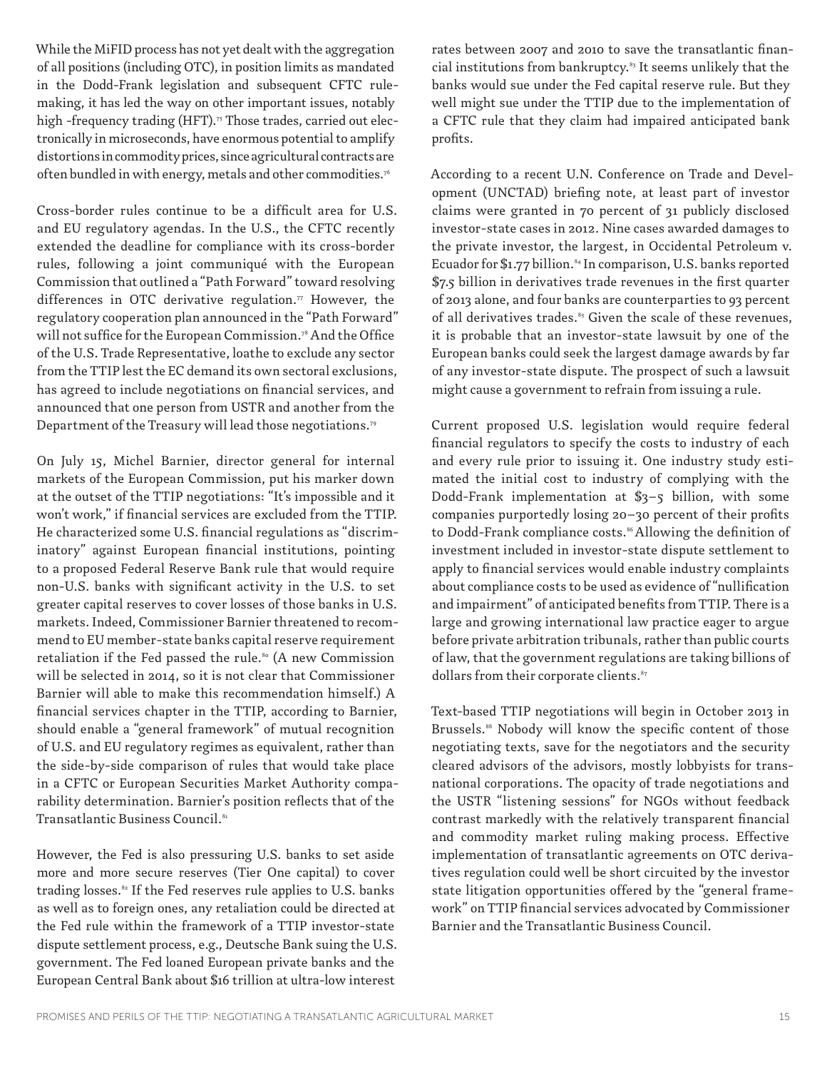While the MiFID process has not yet dealt with the aggregation of all positions (including OTC), in position limits as mandated in the Dodd-Frank legislation and subsequent CFTC rulemaking, it has led the way on other important issues, notably high -frequency trading (HFT).[75] Those trades, carried out electronically in microseconds, have enormous potential to amplify distortions in commodity prices, since agricultural contracts are often bundled in with energy, metals and other commodities.[76]

Cross-border rules continue to be a difficult area for U.S. and EU regulatory agendas. In the U.S., the CFTC recently extended the deadline for compliance with its cross-border rules, following a joint communiqué with the European Commission that outlined a "Path Forward" toward resolving differences in OTC derivative regulation.[77] However, the regulatory cooperation plan announced in the "Path Forward" will not suffice for the European Commission.[78] And the Office of the U.S. Trade Representative, loathe to exclude any sector from the TTIP lest the EC demand its own sectoral exclusions, has agreed to include negotiations on financial services, and announced that one person from USTR and another from the Department of the Treasury will lead those negotiations.[79]

On July 15, Michel Barnier, director general for internal markets of the European Commission, put his marker down at the outset of the TTIP negotiations: "It's impossible and it won't work," if financial services are excluded from the TTIP. He characterized some U.S. financial regulations as "discriminatory" against European financial institutions, pointing to a proposed Federal Reserve Bank rule that would require non-U.S. banks with significant activity in the U.S. to set greater capital reserves to cover losses of those banks in U.S. markets. Indeed, Commissioner Barnier threatened to recommend to EU member-state banks capital reserve requirement retaliation if the Fed passed the rule.[80] (A new Commission will be selected in 2014, so it is not clear that Commissioner Barnier will able to make this recommendation himself.) A financial services chapter in the TTIP, according to Barnier, should enable a "general framework" of mutual recognition of U.S. and EU regulatory regimes as equivalent, rather than the side-by-side comparison of rules that would take place in a CFTC or European Securities Market Authority comparability determination. Barnier's position reflects that of the Transatlantic Business Council.[81]

However, the Fed is also pressuring U.S. banks to set aside more and more secure reserves (Tier One capital) to cover trading losses.[82] If the Fed reserves rule applies to U.S. banks as well as to foreign ones, any retaliation could be directed at the Fed rule within the framework of a TTIP investor-state dispute settlement process, e.g., Deutsche Bank suing the U.S. government. The Fed loaned European private banks and the European Central Bank about $16 trillion at ultra-low interest rates between 2007 and 2010 to save the transatlantic financial institutions from bankruptcy.[83] It seems unlikely that the banks would sue under the Fed capital reserve rule. But they well might sue under the TTIP due to the implementation of a CFTC rule that they claim had impaired anticipated bank profits.

According to a recent U.N. Conference on Trade and Development (UNCTAD) briefing note, at least part of investor claims were granted in 70 percent of 31 publicly disclosed investor-state cases in 2012. Nine cases awarded damages to the private investor, the largest, in Occidental Petroleum v. Ecuador for $1.77 billion.[84] In comparison, U.S. banks reported $7.5 billion in derivatives trade revenues in the first quarter of 2013 alone, and four banks are counterparties to 93 percent of all derivatives trades.[85] Given the scale of these revenues, it is probable that an investor-state lawsuit by one of the European banks could seek the largest damage awards by far of any investor-state dispute. The prospect of such a lawsuit might cause a government to refrain from issuing a rule.

Current proposed U.S. legislation would require federal financial regulators to specify the costs to industry of each and every rule prior to issuing it. One industry study estimated the initial cost to industry of complying with the Dodd-Frank implementation at $3–5 billion, with some companies purportedly losing 20–30 percent of their profits to Dodd-Frank compliance costs.[86] Allowing the definition of investment included in investor-state dispute settlement to apply to financial services would enable industry complaints about compliance costs to be used as evidence of "nullification and impairment" of anticipated benefits from TTIP. There is a large and growing international law practice eager to argue before private arbitration tribunals, rather than public courts of law, that the government regulations are taking billions of dollars from their corporate clients.[87]

Text-based TTIP negotiations will begin in October 2013 in Brussels.[88] Nobody will know the specific content of those negotiating texts, save for the negotiators and the security cleared advisors of the advisors, mostly lobbyists for transnational corporations. The opacity of trade negotiations and the USTR "listening sessions" for NGOs without feedback contrast markedly with the relatively transparent financial and commodity market ruling making process. Effective implementation of transatlantic agreements on OTC derivatives regulation could well be short circuited by the investor state litigation opportunities offered by the "general framework" on TTIP financial services advocated by Commissioner Barnier and the Transatlantic Business Council.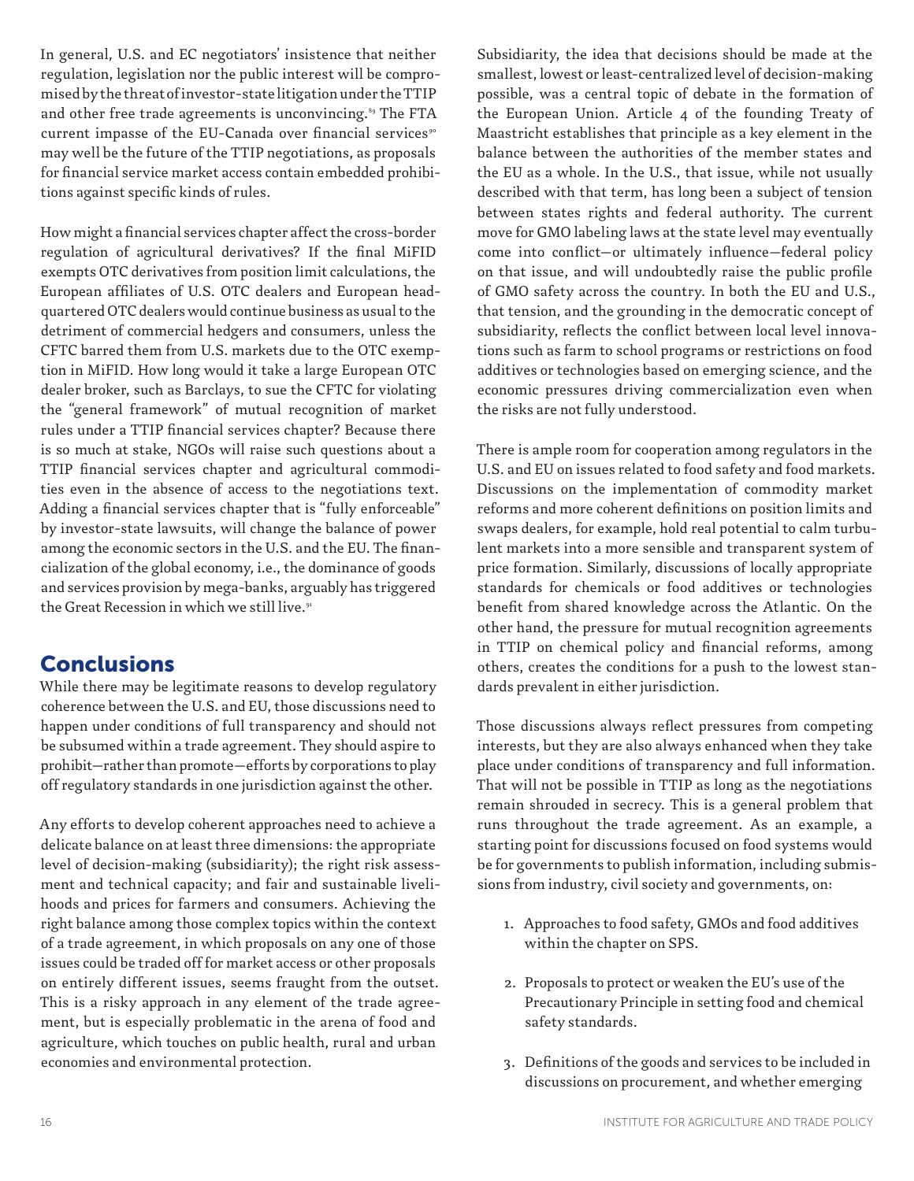In general, U.S. and EC negotiators' insistence that neither regulation, legislation nor the public interest will be compromised by the threat of investor-state litigation under the TTIP and other free trade agreements is unconvincing.[89] The FTA current impasse of the EU-Canada over financial services[90] may well be the future of the TTIP negotiations, as proposals for financial service market access contain embedded prohibitions against specific kinds of rules.

How might a financial services chapter affect the cross-border regulation of agricultural derivatives? If the final MiFID exempts OTC derivatives from position limit calculations, the European affiliates of U.S. OTC dealers and European headquartered OTC dealers would continue business as usual to the detriment of commercial hedgers and consumers, unless the CFTC barred them from U.S. markets due to the OTC exemption in MiFID. How long would it take a large European OTC dealer broker, such as Barclays, to sue the CFTC for violating the "general framework" of mutual recognition of market rules under a TTIP financial services chapter? Because there is so much at stake, NGOs will raise such questions about a TTIP financial services chapter and agricultural commodities even in the absence of access to the negotiations text. Adding a financial services chapter that is "fully enforceable" by investor-state lawsuits, will change the balance of power among the economic sectors in the U.S. and the EU. The financialization of the global economy, i.e., the dominance of goods and services provision by mega-banks, arguably has triggered the Great Recession in which we still live.[91]

## Conclusions

While there may be legitimate reasons to develop regulatory coherence between the U.S. and EU, those discussions need to happen under conditions of full transparency and should not be subsumed within a trade agreement. They should aspire to prohibit—rather than promote—efforts by corporations to play off regulatory standards in one jurisdiction against the other.

Any efforts to develop coherent approaches need to achieve a delicate balance on at least three dimensions: the appropriate level of decision-making (subsidiarity); the right risk assessment and technical capacity; and fair and sustainable livelihoods and prices for farmers and consumers. Achieving the right balance among those complex topics within the context of a trade agreement, in which proposals on any one of those issues could be traded off for market access or other proposals on entirely different issues, seems fraught from the outset. This is a risky approach in any element of the trade agreement, but is especially problematic in the arena of food and agriculture, which touches on public health, rural and urban economies and environmental protection.

Subsidiarity, the idea that decisions should be made at the smallest, lowest or least-centralized level of decision-making possible, was a central topic of debate in the formation of the European Union. Article 4 of the founding Treaty of Maastricht establishes that principle as a key element in the balance between the authorities of the member states and the EU as a whole. In the U.S., that issue, while not usually described with that term, has long been a subject of tension between states rights and federal authority. The current move for GMO labeling laws at the state level may eventually come into conflict—or ultimately influence—federal policy on that issue, and will undoubtedly raise the public profile of GMO safety across the country. In both the EU and U.S., that tension, and the grounding in the democratic concept of subsidiarity, reflects the conflict between local level innovations such as farm to school programs or restrictions on food additives or technologies based on emerging science, and the economic pressures driving commercialization even when the risks are not fully understood.

There is ample room for cooperation among regulators in the U.S. and EU on issues related to food safety and food markets. Discussions on the implementation of commodity market reforms and more coherent definitions on position limits and swaps dealers, for example, hold real potential to calm turbulent markets into a more sensible and transparent system of price formation. Similarly, discussions of locally appropriate standards for chemicals or food additives or technologies benefit from shared knowledge across the Atlantic. On the other hand, the pressure for mutual recognition agreements in TTIP on chemical policy and financial reforms, among others, creates the conditions for a push to the lowest standards prevalent in either jurisdiction.

Those discussions always reflect pressures from competing interests, but they are also always enhanced when they take place under conditions of transparency and full information. That will not be possible in TTIP as long as the negotiations remain shrouded in secrecy. This is a general problem that runs throughout the trade agreement. As an example, a starting point for discussions focused on food systems would be for governments to publish information, including submissions from industry, civil society and governments, on:

1. Approaches to food safety, GMOs and food additives within the chapter on SPS.
2. Proposals to protect or weaken the EU's use of the Precautionary Principle in setting food and chemical safety standards.
3. Definitions of the goods and services to be included in discussions on procurement, and whether emerging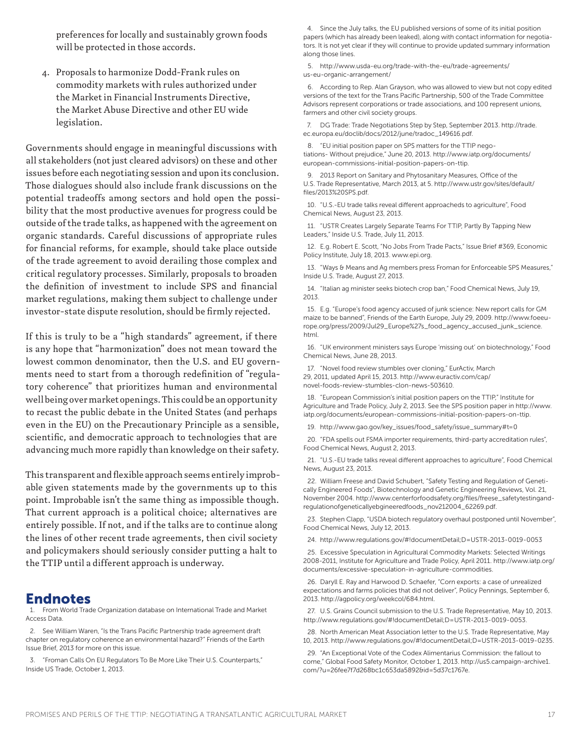preferences for locally and sustainably grown foods will be protected in those accords.

4. Proposals to harmonize Dodd-Frank rules on commodity markets with rules authorized under the Market in Financial Instruments Directive, the Market Abuse Directive and other EU wide legislation.

Governments should engage in meaningful discussions with all stakeholders (not just cleared advisors) on these and other issues before each negotiating session and upon its conclusion. Those dialogues should also include frank discussions on the potential tradeoffs among sectors and hold open the possibility that the most productive avenues for progress could be outside of the trade talks, as happened with the agreement on organic standards. Careful discussions of appropriate rules for financial reforms, for example, should take place outside of the trade agreement to avoid derailing those complex and critical regulatory processes. Similarly, proposals to broaden the definition of investment to include SPS and financial market regulations, making them subject to challenge under investor-state dispute resolution, should be firmly rejected.

If this is truly to be a "high standards" agreement, if there is any hope that "harmonization" does not mean toward the lowest common denominator, then the U.S. and EU governments need to start from a thorough redefinition of "regulatory coherence" that prioritizes human and environmental well being over market openings. This could be an opportunity to recast the public debate in the United States (and perhaps even in the EU) on the Precautionary Principle as a sensible, scientific, and democratic approach to technologies that are advancing much more rapidly than knowledge on their safety.

This transparent and flexible approach seems entirely improbable given statements made by the governments up to this point. Improbable isn't the same thing as impossible though. That current approach is a political choice; alternatives are entirely possible. If not, and if the talks are to continue along the lines of other recent trade agreements, then civil society and policymakers should seriously consider putting a halt to the TTIP until a different approach is underway.

## Endnotes

1. From World Trade Organization database on International Trade and Market Access Data.

2. See William Waren, "Is the Trans Pacific Partnership trade agreement draft chapter on regulatory coherence an environmental hazard?" Friends of the Earth Issue Brief, 2013 for more on this issue.

3. "Froman Calls On EU Regulators To Be More Like Their U.S. Counterparts," Inside US Trade, October 1, 2013.

4. Since the July talks, the EU published versions of some of its initial position papers (which has already been leaked), along with contact information for negotiators. It is not yet clear if they will continue to provide updated summary information along those lines.

5. http://www.usda-eu.org/trade-with-the-eu/trade-agreements/us-eu-organic-arrangement/

6. According to Rep. Alan Grayson, who was allowed to view but not copy edited versions of the text for the Trans Pacific Partnership, 500 of the Trade Committee Advisors represent corporations or trade associations, and 100 represent unions, farmers and other civil society groups.

7. DG Trade: Trade Negotiations Step by Step, September 2013. http://trade.ec.europa.eu/doclib/docs/2012/june/tradoc_149616.pdf.

8. "EU initial position paper on SPS matters for the TTIP negotiations- Without prejudice," June 20, 2013. http://www.iatp.org/documents/european-commissions-initial-position-papers-on-ttip.

9. 2013 Report on Sanitary and Phytosanitary Measures, Office of the U.S. Trade Representative, March 2013, at 5. http://www.ustr.gov/sites/default/files/2013%20SPS.pdf.

10. "U.S.-EU trade talks reveal different approacheds to agriculture", Food Chemical News, August 23, 2013.

11. "USTR Creates Largely Separate Teams For TTIP, Partly By Tapping New Leaders," Inside U.S. Trade, July 11, 2013.

12. E.g. Robert E. Scott, "No Jobs From Trade Pacts," Issue Brief #369, Economic Policy Institute, July 18, 2013. www.epi.org.

13. "Ways & Means and Ag members press Froman for Enforceable SPS Measures," Inside U.S. Trade, August 27, 2013.

14. "Italian ag minister seeks biotech crop ban," Food Chemical News, July 19, 2013.

15. E.g. "Europe's food agency accused of junk science: New report calls for GM maize to be banned", Friends of the Earth Europe, July 29, 2009. http://www.foeeurope.org/press/2009/Jul29_Europe%27s_food_agency_accused_junk_science.html.

16. "UK environment ministers says Europe 'missing out' on biotechnology," Food Chemical News, June 28, 2013.

17. "Novel food review stumbles over cloning," EurActiv, March 29, 2011, updated April 15, 2013. http://www.euractiv.com/cap/novel-foods-review-stumbles-clon-news-503610.

18. "European Commission's initial position papers on the TTIP," Institute for Agriculture and Trade Policy, July 2, 2013. See the SPS position paper in http://www.iatp.org/documents/european-commissions-initial-position-papers-on-ttip.

19. http://www.gao.gov/key_issues/food_safety/issue_summary#t=0

20. "FDA spells out FSMA importer requirements, third-party accreditation rules", Food Chemical News, August 2, 2013.

21. "U.S.-EU trade talks reveal different approaches to agriculture", Food Chemical News, August 23, 2013.

22. William Freese and David Schubert, "Safety Testing and Regulation of Genetically Engineered Foods", Biotechnology and Genetic Engineering Reviews, Vol. 21, November 2004. http://www.centerforfoodsafety.org/files/freese_safetytestingandregulationofgeneticallyebgineeredfoods_nov212004_62269.pdf.

23. Stephen Clapp, "USDA biotech regulatory overhaul postponed until November", Food Chemical News, July 12, 2013.

24. http://www.regulations.gov/#!documentDetail;D=USTR-2013-0019-0053

25. Excessive Speculation in Agricultural Commodity Markets: Selected Writings 2008-2011, Institute for Agriculture and Trade Policy, April 2011. http://www.iatp.org/documents/excessive-speculation-in-agriculture-commodities.

26. Daryll E. Ray and Harwood D. Schaefer, "Corn exports: a case of unrealized expectations and farms policies that did not deliver", Policy Pennings, September 6, 2013. http://agpolicy.org/weekcol/684.html.

27. U.S. Grains Council submission to the U.S. Trade Representative, May 10, 2013. http://www.regulations.gov/#!documentDetail;D=USTR-2013-0019-0053.

28. North American Meat Association letter to the U.S. Trade Representative, May 10, 2013. http://www.regulations.gov/#!documentDetail;D=USTR-2013-0019-0235.

29. "An Exceptional Vote of the Codex Alimentarius Commission: the fallout to come," Global Food Safety Monitor, October 1, 2013. http://us5.campaign-archive1.com/?u=26fee7f7d268bc1c653da5892&id=5d37c1767e.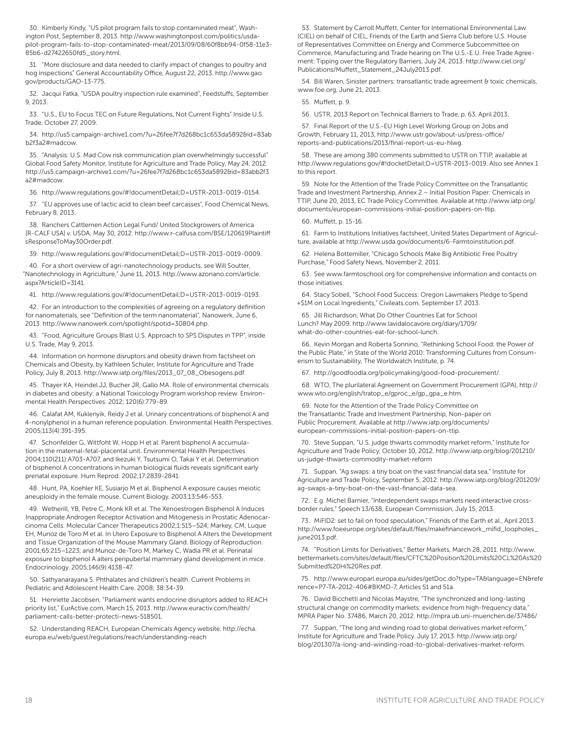30. Kimberly Kindy, "US pilot program fails to stop contaminated meat", Washington Post, September 8, 2013. http://www.washingtonpost.com/politics/usda-pilot-program-fails-to-stop-contaminated-meat/2013/09/08/60f8bb94-0f58-11e3-85b6-d27422650fd5_story.html.

31. "More disclosure and data needed to clarify impact of changes to poultry and hog inspections" General Accountability Office, August 22, 2013. http://www.gao.gov/products/GAO-13-775.

32. Jacqui Fatka, "USDA poultry inspection rule examined", Feedstuffs, September 9, 2013.

33. "U.S., EU to Focus TEC on Future Regulations, Not Current Fights" Inside U.S. Trade, October 27, 2009.

34. http://us5.campaign-archive1.com/?u=26fee7f7d268bc1c653da5892&id=83abb2f3a2#madcow.

35. "Analysis: U.S. Mad Cow risk communication plan overwhelmingly successful" Global Food Safety Monitor, Institute for Agriculture and Trade Policy, May 24, 2012. http://us5.campaign-archive1.com/?u=26fee7f7d268bc1c653da5892&id=83abb2f3a2#madcow.

36. http://www.regulations.gov/#!documentDetail;D=USTR-2013-0019-0154.

37. "EU approves use of lactic acid to clean beef carcasses", Food Chemical News, February 8, 2013.

38. Ranchers Cattlemen Action Legal Fund/ United Stockgrowers of America [R-CALF USA] v. USDA, May 30, 2012. http://www.r-calfusa.com/BSE/120619PlaintiffsResponseToMay30Order.pdf.

39. http://www.regulations.gov/#!documentDetail;D=USTR-2013-0019-0009.

40. For a short overview of agri-nanotechnology products, see Will Soutter, "Nanotechnology in Agriculture," June 11, 2013. http://www.azonano.com/article.aspx?ArticleID=3141.

41. http://www.regulations.gov/#!documentDetail;D=USTR-2013-0019-0193.

42. For an introduction to the complexities of agreeing on a regulatory definition for nanomaterials, see "Definition of the term nanomaterial", Nanowerk, June 6, 2013. http://www.nanowerk.com/spotlight/spotid=30804.php.

43. "Food, Agriculture Groups Blast U.S. Approach to SPS Disputes in TPP", inside U.S. Trade, May 9, 2013.

44. Information on hormone disruptors and obesity drawn from factsheet on Chemicals and Obesity, by Kathleen Schuler, Institute for Agriculture and Trade Policy, July 8, 2013. http://www.iatp.org/files/2013_07_08_Obesogens.pdf.

45. Thayer KA, Heindel JJ, Bucher JR, Gallo MA. Role of environmental chemicals in diabetes and obesity: a National Toxicology Program workshop review. Environmental Health Perspectives. 2012; 120(6):779-89.

46. Calafat AM, Kuklenyik, Reidy J et al. Urinary concentrations of bisphenol A and 4-nonylphenol in a human reference population. Environmental Health Perspectives. 2005;113(4):391-395.

47. Schonfelder G, Wittfoht W, Hopp H et al. Parent bisphenol A accumulation in the maternal-fetal-placental unit. Environmental Health Perspectives 2004;110(211):A703-A707, and Ikezuki Y, Tsutsumi O, Takai Y et al. Determination of bisphenol A concentrations in human biological fluids reveals significant early prenatal exposure. Hum Reprod. 2002;17:2839-2841.

48. Hunt, PA, Koehler KE, Susiarjo M et al. Bisphenol A exposure causes meiotic aneuploidy in the female mouse. Current Biology. 2003;13:546-553.

49. Wetherill, YB, Petre C, Monk KR et al. The Xenoestrogen Bisphenol A Induces Inappropriate Androgen Receptor Activation and Mitogenesis in Prostatic Adenocarcinoma Cells. Molecular Cancer Therapeutics 2002;1:515–524; Markey, CM, Luque EH, Munoz de Toro M et al. In Utero Exposure to Bisphenol A Alters the Development and Tissue Organization of the Mouse Mammary Gland. Biology of Reproduction. 2001;65:215–1223; and Munoz-de-Toro M, Markey C, Wadia PR et al. Perinatal exposure to bisphenol A alters peripubertal mammary gland development in mice. Endocrinology. 2005;146(9):4138-47.

50. Sathyanarayana S. Phthalates and children's health. Current Problems in Pediatric and Adolescent Health Care. 2008; 38:34-39.

51. Henriette Jacobsen, "Parliament wants endocrine disruptors added to REACH priority list," EurActive.com, March 15, 2013. http://www.euractiv.com/health/parliament-calls-better-protecti-news-518501.

52. Understanding REACH, European Chemicals Agency website. http://echa.europa.eu/web/guest/regulations/reach/understanding-reach

53. Statement by Carroll Muffett, Center for International Environmental Law (CIEL) on behalf of CIEL, Friends of the Earth and Sierra Club before U.S. House of Representatives Committee on Energy and Commerce Subcommittee on Commerce, Manufacturing and Trade hearing on The U.S.-E.U. Free Trade Agreement: Tipping over the Regulatory Barriers, July 24, 2013. http://www.ciel.org/Publications/Muffett_Statement_24July2013.pdf.

54. Bill Waren, Sinister partners: transatlantic trade agreement & toxic chemicals, www.foe.org, June 21, 2013.

55. Muffett, p. 9.

56. USTR, 2013 Report on Technical Barriers to Trade, p. 63, April 2013.

57. Final Report of the U.S.-EU High Level Working Group on Jobs and Growth, February 11, 2013, http://www.ustr.gov/about-us/press-office/reports-and-publications/2013/final-report-us-eu-hlwg.

58. These are among 380 comments submitted to USTR on TTIP, available at http://www.regulations.gov/#!docketDetail;D=USTR-2013-0019. Also see Annex 1 to this report.

59. Note for the Attention of the Trade Policy Committee on the Transatlantic Trade and Investment Partnership, Annex 2 – Initial Position Paper: Chemicals in TTIP, June 20, 2013, EC Trade Policy Committee. Available at http://www.iatp.org/documents/european-commissions-initial-position-papers-on-ttip.

60. Muffett, p. 15-16.

61. Farm to Institutions Initiatives factsheet, United States Department of Agriculture, available at http://www.usda.gov/documents/6-Farmtoinstitution.pdf.

62. Helena Bottemiller, "Chicago Schools Make Big Antibiotic Free Poultry Purchase," Food Safety News, November 2, 2011.

63. See www.farmtoschool.org for comprehensive information and contacts on those initiatives.

64. Stacy Sobell, "School Food Success: Oregon Lawmakers Pledge to Spend +$1M on Local Ingredients," Civileats.com, September 17, 2013.

65. Jill Richardson, What Do Other Countries Eat for School Lunch? May 2009. http://www.lavidalocavore.org/diary/1709/what-do-other-countries-eat-for-school-lunch.

66. Kevin Morgan and Roberta Sonnino, "Rethinking School Food: the Power of the Public Plate," in State of the World 2010: Transforming Cultures from Consumerism to Sustainability, The Worldwatch Institute, p. 74.

67. http://goodfoodla.org/policymaking/good-food-procurement/.

68. WTO, The plurilateral Agreement on Government Procurement (GPA), http://www.wto.org/english/tratop_e/gproc_e/gp_gpa_e.htm.

69. Note for the Attention of the Trade Policy Committee on the Transatlantic Trade and Investment Partnership, Non-paper on Public Procurement. Available at http://www.iatp.org/documents/european-commissions-initial-position-papers-on-ttip.

70. Steve Suppan, "U.S. judge thwarts commodity market reform," Institute for Agriculture and Trade Policy, October 10, 2012. http://www.iatp.org/blog/201210/us-judge-thwarts-commodity-market-reform

71. Suppan, "Ag swaps: a tiny boat on the vast financial data sea," Institute for Agriculture and Trade Policy, September 5, 2012. http://www.iatp.org/blog/201209/ag-swaps-a-tiny-boat-on-the-vast-financial-data-sea.

72. E.g. Michel Barnier, "Interdependent swaps markets need interactive cross-border rules," Speech 13/638, European Commission, July 15, 2013.

73. MiFID2: set to fail on food speculation," Friends of the Earth et al., April 2013. http://www.foeeurope.org/sites/default/files/makefinancework_mifid_loopholes_june2013.pdf.

74. "Position Limits for Derivatives," Better Markets, March 28, 2011. http://www.bettermarkets.com/sites/default/files/CFTC%20Position%20Limits%20CL%20As%20Submitted%20Hi%20Res.pdf.

75. http://www.europarl.europa.eu/sides/getDoc.do?type=TA&language=EN&reference=P7-TA-2012-406#BKMD-7, Articles 51 and 51a.

76. David Bicchetti and Nicolas Maystre, "The synchronized and long-lasting structural change on commodity markets: evidence from high-frequency data," MPRA Paper No. 37486, March 20, 2012. http://mpra.ub.uni-muenchen.de/37486/

77. Suppan, "The long and winding road to global derivatives market reform," Institute for Agriculture and Trade Policy. July 17, 2013. http://www.iatp.org/blog/201307/a-long-and-winding-road-to-global-derivatives-market-reform.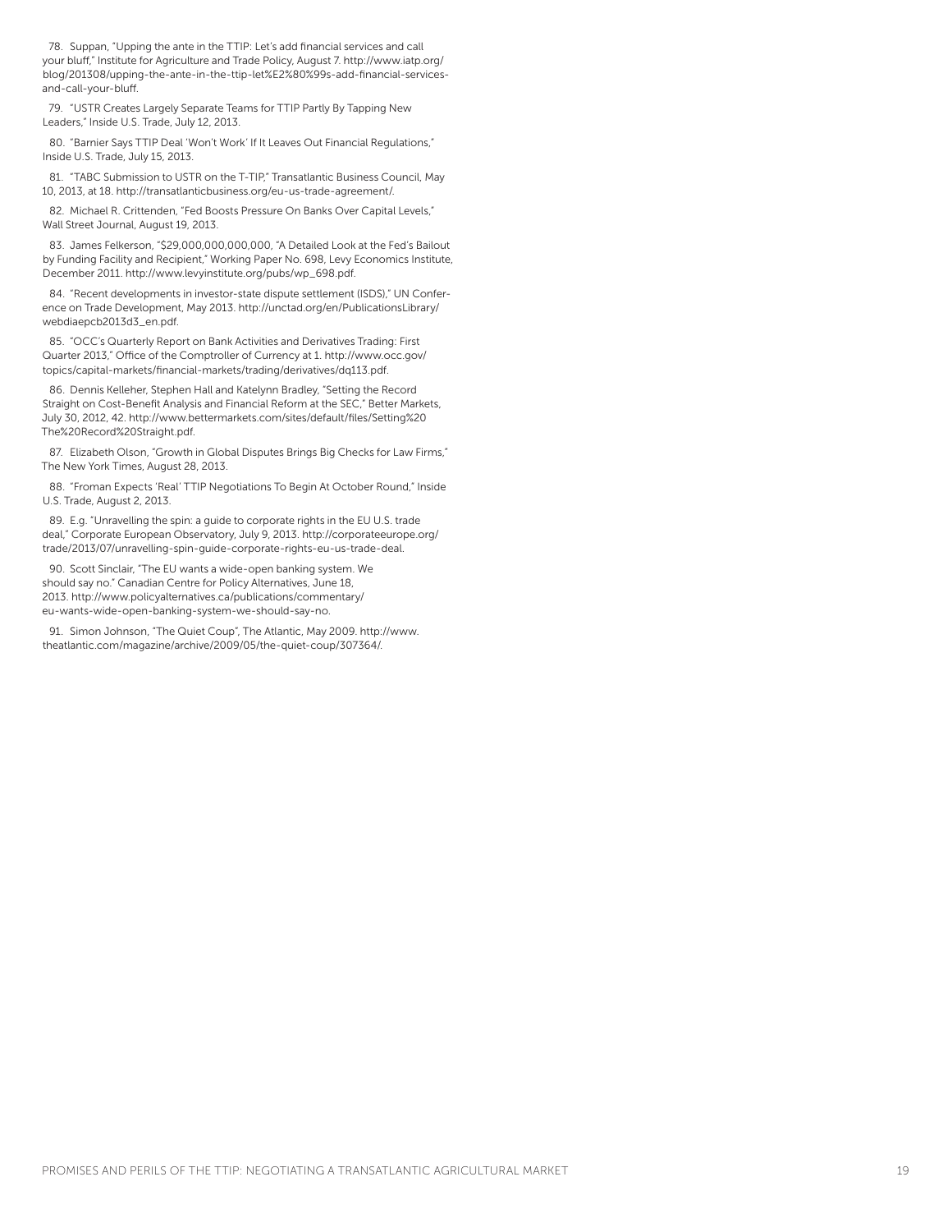78. Suppan, "Upping the ante in the TTIP: Let's add financial services and call your bluff," Institute for Agriculture and Trade Policy, August 7. http://www.iatp.org/blog/201308/upping-the-ante-in-the-ttip-let%E2%80%99s-add-financial-services-and-call-your-bluff.

79. "USTR Creates Largely Separate Teams for TTIP Partly By Tapping New Leaders," Inside U.S. Trade, July 12, 2013.

80. "Barnier Says TTIP Deal 'Won't Work' If It Leaves Out Financial Regulations," Inside U.S. Trade, July 15, 2013.

81. "TABC Submission to USTR on the T-TIP," Transatlantic Business Council, May 10, 2013, at 18. http://transatlanticbusiness.org/eu-us-trade-agreement/.

82. Michael R. Crittenden, "Fed Boosts Pressure On Banks Over Capital Levels," Wall Street Journal, August 19, 2013.

83. James Felkerson, "$29,000,000,000,000, "A Detailed Look at the Fed's Bailout by Funding Facility and Recipient," Working Paper No. 698, Levy Economics Institute, December 2011. http://www.levyinstitute.org/pubs/wp_698.pdf.

84. "Recent developments in investor-state dispute settlement (ISDS)," UN Conference on Trade Development, May 2013. http://unctad.org/en/PublicationsLibrary/webdiaepcb2013d3_en.pdf.

85. "OCC's Quarterly Report on Bank Activities and Derivatives Trading: First Quarter 2013," Office of the Comptroller of Currency at 1. http://www.occ.gov/topics/capital-markets/financial-markets/trading/derivatives/dq113.pdf.

86. Dennis Kelleher, Stephen Hall and Katelynn Bradley, "Setting the Record Straight on Cost-Benefit Analysis and Financial Reform at the SEC," Better Markets, July 30, 2012, 42. http://www.bettermarkets.com/sites/default/files/Setting%20The%20Record%20Straight.pdf.

87. Elizabeth Olson, "Growth in Global Disputes Brings Big Checks for Law Firms," The New York Times, August 28, 2013.

88. "Froman Expects 'Real' TTIP Negotiations To Begin At October Round," Inside U.S. Trade, August 2, 2013.

89. E.g. "Unravelling the spin: a guide to corporate rights in the EU U.S. trade deal," Corporate European Observatory, July 9, 2013. http://corporateeurope.org/trade/2013/07/unravelling-spin-guide-corporate-rights-eu-us-trade-deal.

90. Scott Sinclair, "The EU wants a wide-open banking system. We should say no." Canadian Centre for Policy Alternatives, June 18, 2013. http://www.policyalternatives.ca/publications/commentary/eu-wants-wide-open-banking-system-we-should-say-no.

91. Simon Johnson, "The Quiet Coup", The Atlantic, May 2009. http://www.theatlantic.com/magazine/archive/2009/05/the-quiet-coup/307364/.